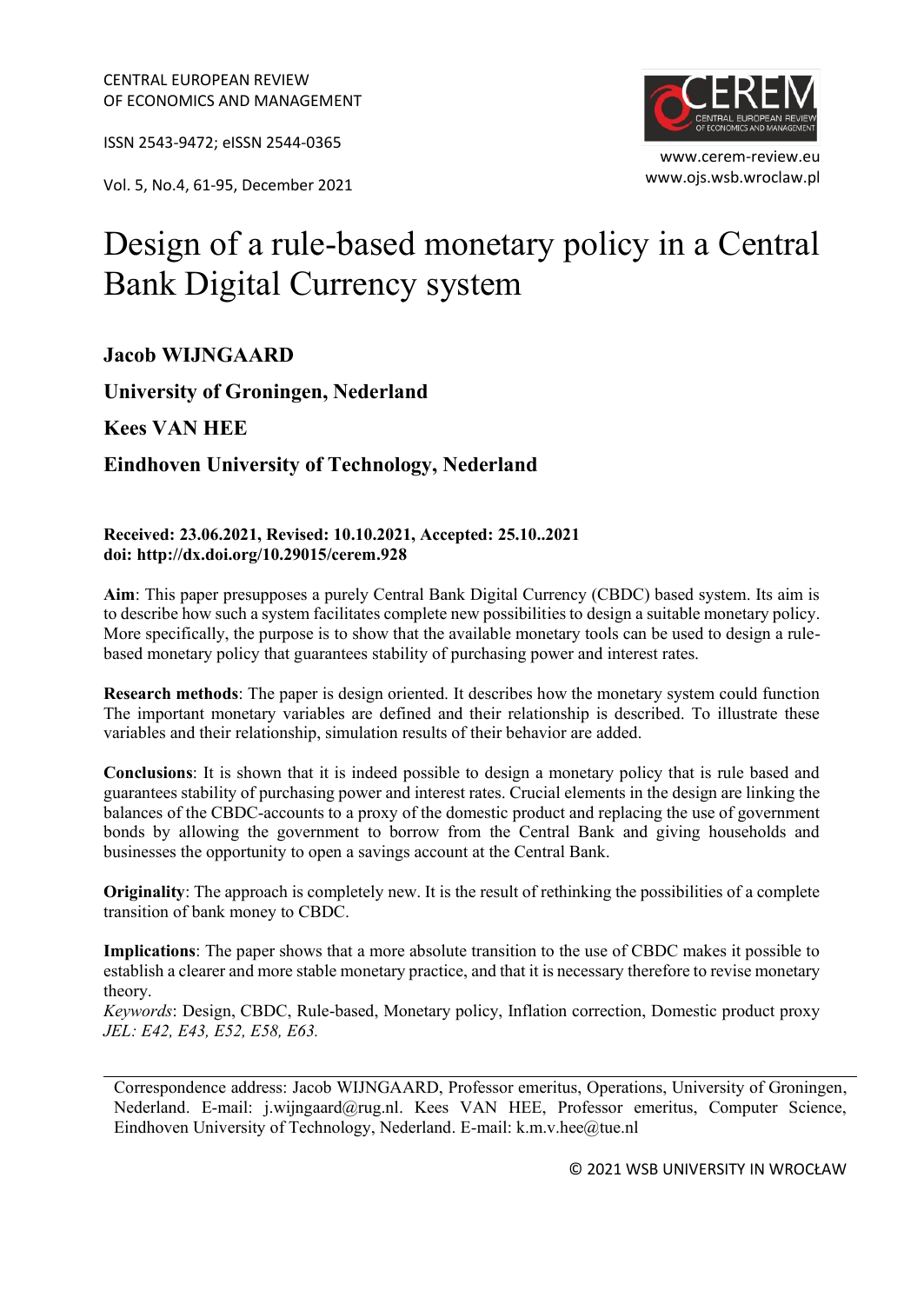CENTRAL EUROPEAN REVIEW OF ECONOMICS AND MANAGEMENT

ISSN 2543-9472; eISSN 2544-0365

Vol. 5, No.4, 61-95, December 2021

www.cerem-review.eu
www.ojs.wsb.wroclaw.pl

# Design of a rule-based monetary policy in a Central Bank Digital Currency system

**Jacob WIJNGAARD**

**University of Groningen, Nederland**

**Kees VAN HEE**

**Eindhoven University of Technology, Nederland**

**Received: 23.06.2021, Revised: 10.10.2021, Accepted: 25.10..2021**
**doi: http://dx.doi.org/10.29015/cerem.928**

**Aim**: This paper presupposes a purely Central Bank Digital Currency (CBDC) based system. Its aim is to describe how such a system facilitates complete new possibilities to design a suitable monetary policy. More specifically, the purpose is to show that the available monetary tools can be used to design a rule-based monetary policy that guarantees stability of purchasing power and interest rates.

**Research methods**: The paper is design oriented. It describes how the monetary system could function The important monetary variables are defined and their relationship is described. To illustrate these variables and their relationship, simulation results of their behavior are added.

**Conclusions**: It is shown that it is indeed possible to design a monetary policy that is rule based and guarantees stability of purchasing power and interest rates. Crucial elements in the design are linking the balances of the CBDC-accounts to a proxy of the domestic product and replacing the use of government bonds by allowing the government to borrow from the Central Bank and giving households and businesses the opportunity to open a savings account at the Central Bank.

**Originality**: The approach is completely new. It is the result of rethinking the possibilities of a complete transition of bank money to CBDC.

**Implications**: The paper shows that a more absolute transition to the use of CBDC makes it possible to establish a clearer and more stable monetary practice, and that it is necessary therefore to revise monetary theory.

*Keywords*: Design, CBDC, Rule-based, Monetary policy, Inflation correction, Domestic product proxy

*JEL: E42, E43, E52, E58, E63.*

---

Correspondence address: Jacob WIJNGAARD, Professor emeritus, Operations, University of Groningen, Nederland. E-mail: j.wijngaard@rug.nl. Kees VAN HEE, Professor emeritus, Computer Science, Eindhoven University of Technology, Nederland. E-mail: k.m.v.hee@tue.nl

© 2021 WSB UNIVERSITY IN WROCŁAW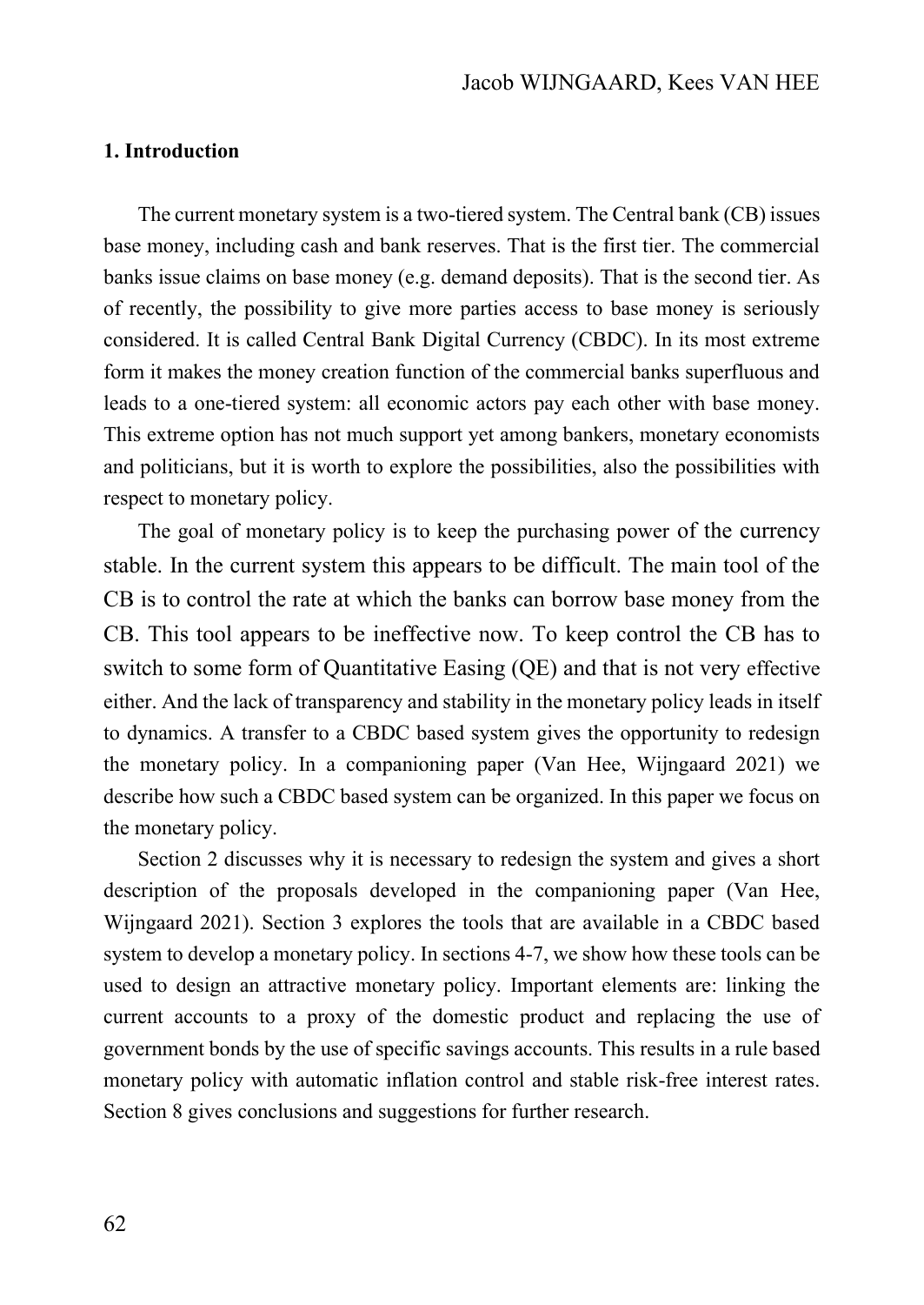## 1. Introduction

The current monetary system is a two-tiered system. The Central bank (CB) issues base money, including cash and bank reserves. That is the first tier. The commercial banks issue claims on base money (e.g. demand deposits). That is the second tier. As of recently, the possibility to give more parties access to base money is seriously considered. It is called Central Bank Digital Currency (CBDC). In its most extreme form it makes the money creation function of the commercial banks superfluous and leads to a one-tiered system: all economic actors pay each other with base money. This extreme option has not much support yet among bankers, monetary economists and politicians, but it is worth to explore the possibilities, also the possibilities with respect to monetary policy.

The goal of monetary policy is to keep the purchasing power of the currency stable. In the current system this appears to be difficult. The main tool of the CB is to control the rate at which the banks can borrow base money from the CB. This tool appears to be ineffective now. To keep control the CB has to switch to some form of Quantitative Easing (QE) and that is not very effective either. And the lack of transparency and stability in the monetary policy leads in itself to dynamics. A transfer to a CBDC based system gives the opportunity to redesign the monetary policy. In a companioning paper (Van Hee, Wijngaard 2021) we describe how such a CBDC based system can be organized. In this paper we focus on the monetary policy.

Section 2 discusses why it is necessary to redesign the system and gives a short description of the proposals developed in the companioning paper (Van Hee, Wijngaard 2021). Section 3 explores the tools that are available in a CBDC based system to develop a monetary policy. In sections 4-7, we show how these tools can be used to design an attractive monetary policy. Important elements are: linking the current accounts to a proxy of the domestic product and replacing the use of government bonds by the use of specific savings accounts. This results in a rule based monetary policy with automatic inflation control and stable risk-free interest rates. Section 8 gives conclusions and suggestions for further research.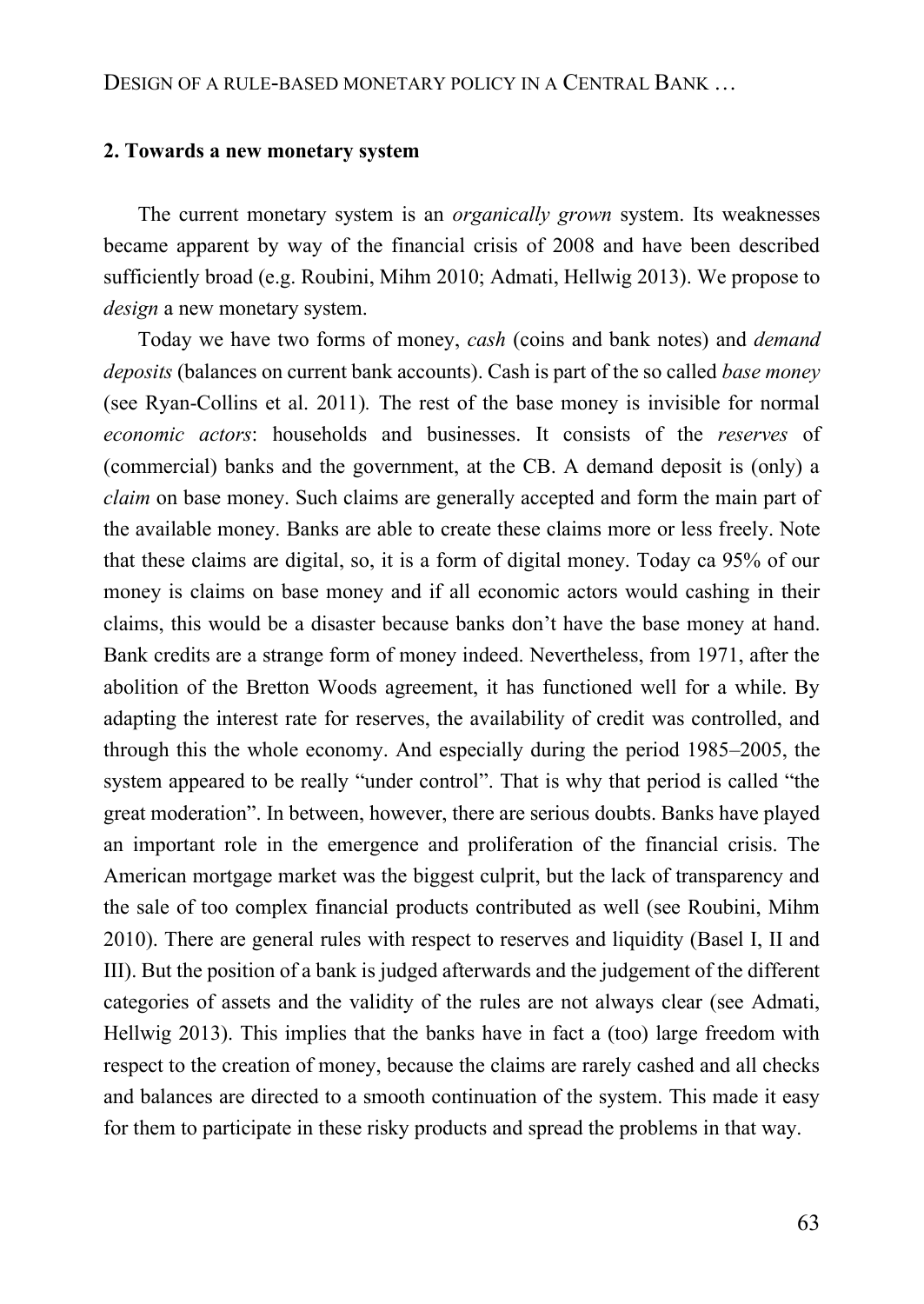## 2. Towards a new monetary system

The current monetary system is an *organically grown* system. Its weaknesses became apparent by way of the financial crisis of 2008 and have been described sufficiently broad (e.g. Roubini, Mihm 2010; Admati, Hellwig 2013). We propose to *design* a new monetary system.

Today we have two forms of money, *cash* (coins and bank notes) and *demand deposits* (balances on current bank accounts). Cash is part of the so called *base money* (see Ryan-Collins et al. 2011). The rest of the base money is invisible for normal *economic actors*: households and businesses. It consists of the *reserves* of (commercial) banks and the government, at the CB. A demand deposit is (only) a *claim* on base money. Such claims are generally accepted and form the main part of the available money. Banks are able to create these claims more or less freely. Note that these claims are digital, so, it is a form of digital money. Today ca 95% of our money is claims on base money and if all economic actors would cashing in their claims, this would be a disaster because banks don't have the base money at hand. Bank credits are a strange form of money indeed. Nevertheless, from 1971, after the abolition of the Bretton Woods agreement, it has functioned well for a while. By adapting the interest rate for reserves, the availability of credit was controlled, and through this the whole economy. And especially during the period 1985–2005, the system appeared to be really "under control". That is why that period is called "the great moderation". In between, however, there are serious doubts. Banks have played an important role in the emergence and proliferation of the financial crisis. The American mortgage market was the biggest culprit, but the lack of transparency and the sale of too complex financial products contributed as well (see Roubini, Mihm 2010). There are general rules with respect to reserves and liquidity (Basel I, II and III). But the position of a bank is judged afterwards and the judgement of the different categories of assets and the validity of the rules are not always clear (see Admati, Hellwig 2013). This implies that the banks have in fact a (too) large freedom with respect to the creation of money, because the claims are rarely cashed and all checks and balances are directed to a smooth continuation of the system. This made it easy for them to participate in these risky products and spread the problems in that way.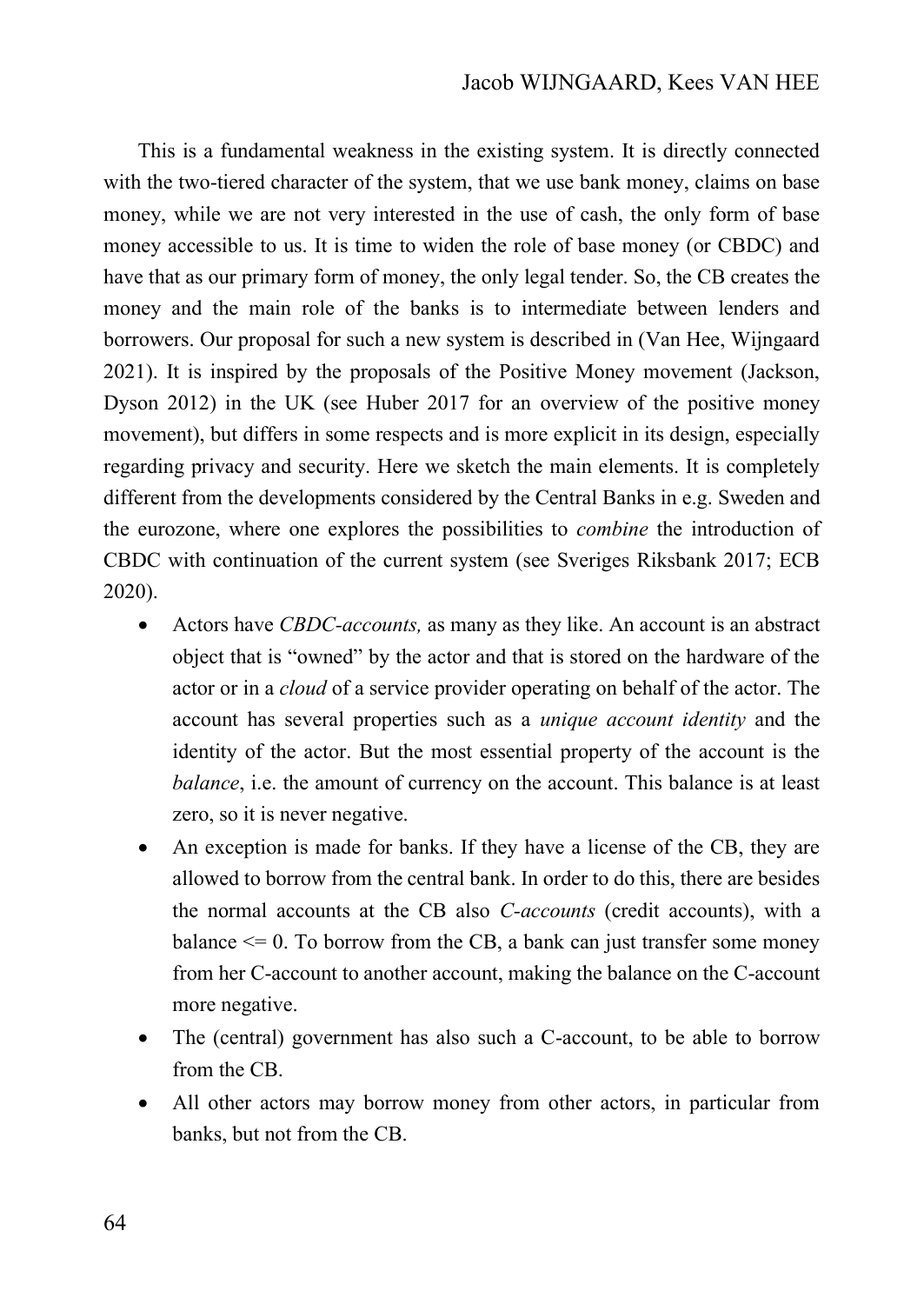This is a fundamental weakness in the existing system. It is directly connected with the two-tiered character of the system, that we use bank money, claims on base money, while we are not very interested in the use of cash, the only form of base money accessible to us. It is time to widen the role of base money (or CBDC) and have that as our primary form of money, the only legal tender. So, the CB creates the money and the main role of the banks is to intermediate between lenders and borrowers. Our proposal for such a new system is described in (Van Hee, Wijngaard 2021). It is inspired by the proposals of the Positive Money movement (Jackson, Dyson 2012) in the UK (see Huber 2017 for an overview of the positive money movement), but differs in some respects and is more explicit in its design, especially regarding privacy and security. Here we sketch the main elements. It is completely different from the developments considered by the Central Banks in e.g. Sweden and the eurozone, where one explores the possibilities to *combine* the introduction of CBDC with continuation of the current system (see Sveriges Riksbank 2017; ECB 2020).

- Actors have *CBDC-accounts,* as many as they like. An account is an abstract object that is "owned" by the actor and that is stored on the hardware of the actor or in a *cloud* of a service provider operating on behalf of the actor. The account has several properties such as a *unique account identity* and the identity of the actor. But the most essential property of the account is the *balance*, i.e. the amount of currency on the account. This balance is at least zero, so it is never negative.
- An exception is made for banks. If they have a license of the CB, they are allowed to borrow from the central bank. In order to do this, there are besides the normal accounts at the CB also *C-accounts* (credit accounts), with a balance <= 0. To borrow from the CB, a bank can just transfer some money from her C-account to another account, making the balance on the C-account more negative.
- The (central) government has also such a C-account, to be able to borrow from the CB.
- All other actors may borrow money from other actors, in particular from banks, but not from the CB.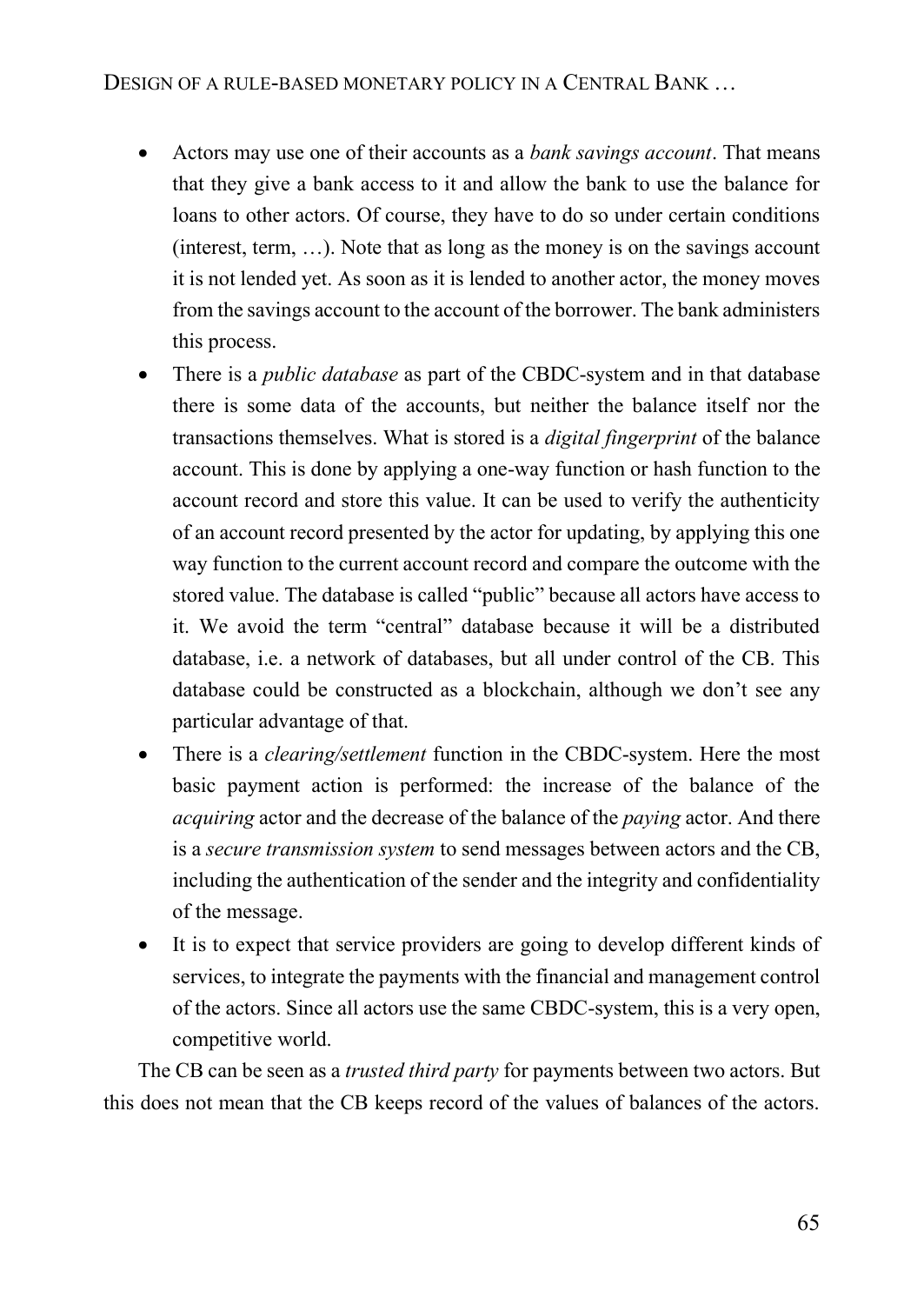- Actors may use one of their accounts as a *bank savings account*. That means that they give a bank access to it and allow the bank to use the balance for loans to other actors. Of course, they have to do so under certain conditions (interest, term, …). Note that as long as the money is on the savings account it is not lended yet. As soon as it is lended to another actor, the money moves from the savings account to the account of the borrower. The bank administers this process.
- There is a *public database* as part of the CBDC-system and in that database there is some data of the accounts, but neither the balance itself nor the transactions themselves. What is stored is a *digital fingerprint* of the balance account. This is done by applying a one-way function or hash function to the account record and store this value. It can be used to verify the authenticity of an account record presented by the actor for updating, by applying this one way function to the current account record and compare the outcome with the stored value. The database is called "public" because all actors have access to it. We avoid the term "central" database because it will be a distributed database, i.e. a network of databases, but all under control of the CB. This database could be constructed as a blockchain, although we don't see any particular advantage of that.
- There is a *clearing/settlement* function in the CBDC-system. Here the most basic payment action is performed: the increase of the balance of the *acquiring* actor and the decrease of the balance of the *paying* actor. And there is a *secure transmission system* to send messages between actors and the CB, including the authentication of the sender and the integrity and confidentiality of the message.
- It is to expect that service providers are going to develop different kinds of services, to integrate the payments with the financial and management control of the actors. Since all actors use the same CBDC-system, this is a very open, competitive world.

The CB can be seen as a *trusted third party* for payments between two actors. But this does not mean that the CB keeps record of the values of balances of the actors.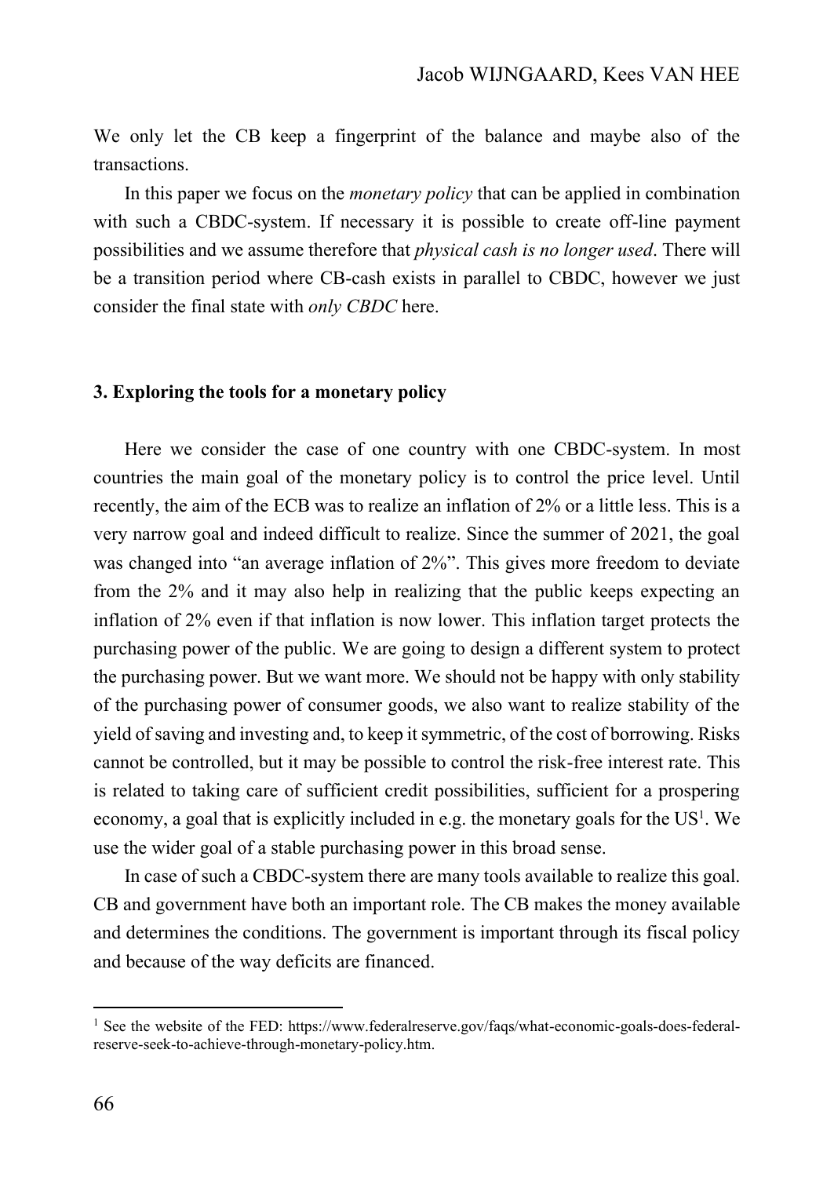We only let the CB keep a fingerprint of the balance and maybe also of the transactions.

In this paper we focus on the *monetary policy* that can be applied in combination with such a CBDC-system. If necessary it is possible to create off-line payment possibilities and we assume therefore that *physical cash is no longer used*. There will be a transition period where CB-cash exists in parallel to CBDC, however we just consider the final state with *only CBDC* here.

## 3. Exploring the tools for a monetary policy

Here we consider the case of one country with one CBDC-system. In most countries the main goal of the monetary policy is to control the price level. Until recently, the aim of the ECB was to realize an inflation of 2% or a little less. This is a very narrow goal and indeed difficult to realize. Since the summer of 2021, the goal was changed into "an average inflation of 2%". This gives more freedom to deviate from the 2% and it may also help in realizing that the public keeps expecting an inflation of 2% even if that inflation is now lower. This inflation target protects the purchasing power of the public. We are going to design a different system to protect the purchasing power. But we want more. We should not be happy with only stability of the purchasing power of consumer goods, we also want to realize stability of the yield of saving and investing and, to keep it symmetric, of the cost of borrowing. Risks cannot be controlled, but it may be possible to control the risk-free interest rate. This is related to taking care of sufficient credit possibilities, sufficient for a prospering economy, a goal that is explicitly included in e.g. the monetary goals for the US[1]. We use the wider goal of a stable purchasing power in this broad sense.

In case of such a CBDC-system there are many tools available to realize this goal. CB and government have both an important role. The CB makes the money available and determines the conditions. The government is important through its fiscal policy and because of the way deficits are financed.

[1] See the website of the FED: https://www.federalreserve.gov/faqs/what-economic-goals-does-federal-reserve-seek-to-achieve-through-monetary-policy.htm.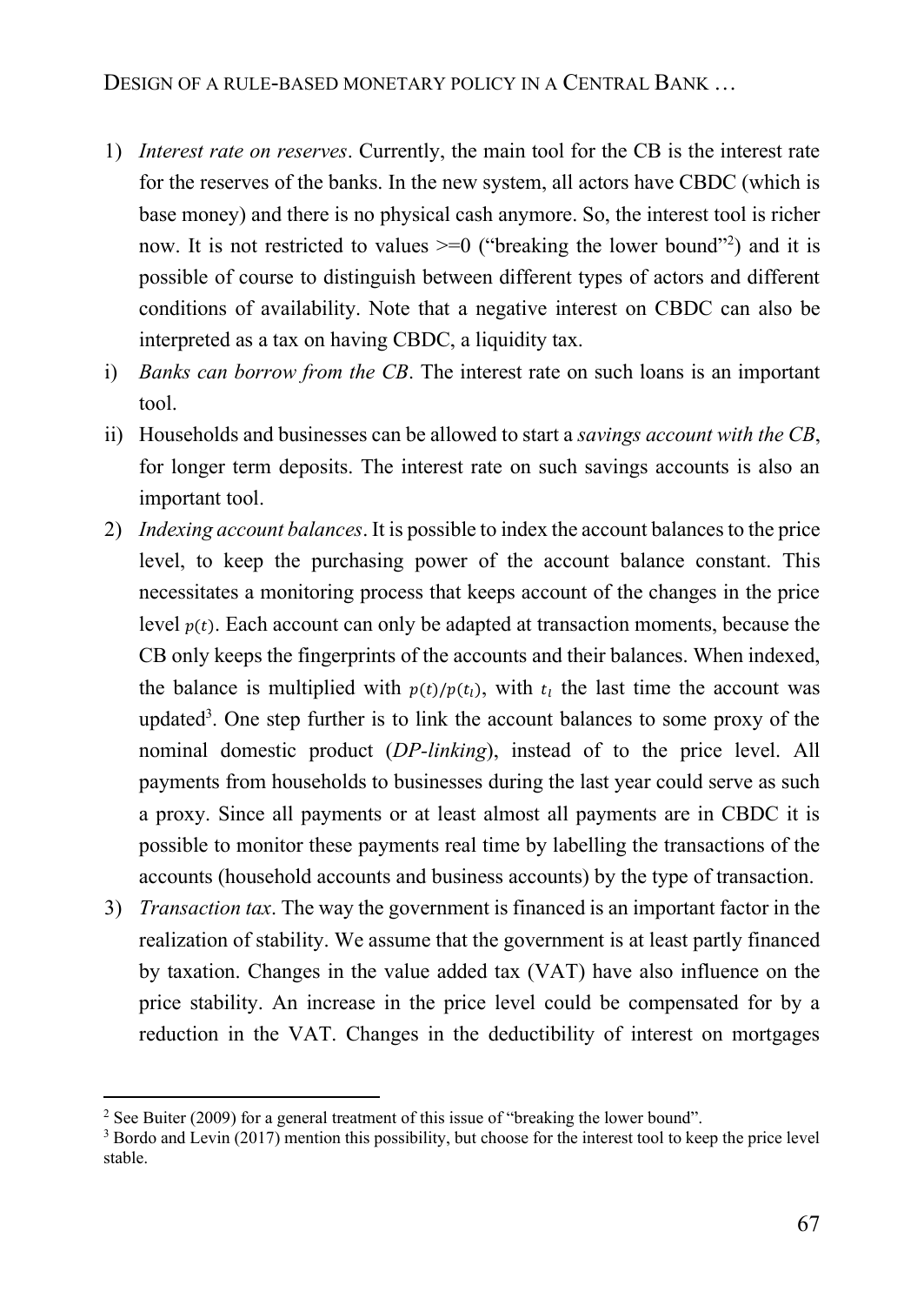1) *Interest rate on reserves*. Currently, the main tool for the CB is the interest rate for the reserves of the banks. In the new system, all actors have CBDC (which is base money) and there is no physical cash anymore. So, the interest tool is richer now. It is not restricted to values >=0 ("breaking the lower bound"[2]) and it is possible of course to distinguish between different types of actors and different conditions of availability. Note that a negative interest on CBDC can also be interpreted as a tax on having CBDC, a liquidity tax.

i) *Banks can borrow from the CB*. The interest rate on such loans is an important tool.

ii) Households and businesses can be allowed to start a *savings account with the CB*, for longer term deposits. The interest rate on such savings accounts is also an important tool.

2) *Indexing account balances*. It is possible to index the account balances to the price level, to keep the purchasing power of the account balance constant. This necessitates a monitoring process that keeps account of the changes in the price level $p(t)$. Each account can only be adapted at transaction moments, because the CB only keeps the fingerprints of the accounts and their balances. When indexed, the balance is multiplied with $p(t)/p(t_l)$, with $t_l$ the last time the account was updated[3]. One step further is to link the account balances to some proxy of the nominal domestic product (*DP-linking*), instead of to the price level. All payments from households to businesses during the last year could serve as such a proxy. Since all payments or at least almost all payments are in CBDC it is possible to monitor these payments real time by labelling the transactions of the accounts (household accounts and business accounts) by the type of transaction.

3) *Transaction tax*. The way the government is financed is an important factor in the realization of stability. We assume that the government is at least partly financed by taxation. Changes in the value added tax (VAT) have also influence on the price stability. An increase in the price level could be compensated for by a reduction in the VAT. Changes in the deductibility of interest on mortgages

---

[2] See Buiter (2009) for a general treatment of this issue of "breaking the lower bound".

[3] Bordo and Levin (2017) mention this possibility, but choose for the interest tool to keep the price level stable.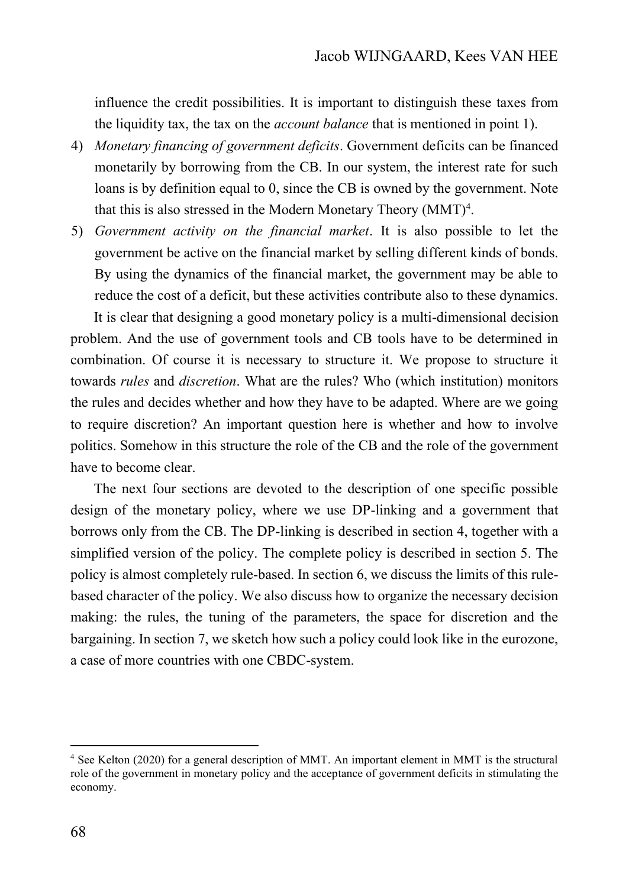influence the credit possibilities. It is important to distinguish these taxes from the liquidity tax, the tax on the *account balance* that is mentioned in point 1).

4) *Monetary financing of government deficits*. Government deficits can be financed monetarily by borrowing from the CB. In our system, the interest rate for such loans is by definition equal to 0, since the CB is owned by the government. Note that this is also stressed in the Modern Monetary Theory (MMT)[4].
5) *Government activity on the financial market*. It is also possible to let the government be active on the financial market by selling different kinds of bonds. By using the dynamics of the financial market, the government may be able to reduce the cost of a deficit, but these activities contribute also to these dynamics.

It is clear that designing a good monetary policy is a multi-dimensional decision problem. And the use of government tools and CB tools have to be determined in combination. Of course it is necessary to structure it. We propose to structure it towards *rules* and *discretion*. What are the rules? Who (which institution) monitors the rules and decides whether and how they have to be adapted. Where are we going to require discretion? An important question here is whether and how to involve politics. Somehow in this structure the role of the CB and the role of the government have to become clear.

The next four sections are devoted to the description of one specific possible design of the monetary policy, where we use DP-linking and a government that borrows only from the CB. The DP-linking is described in section 4, together with a simplified version of the policy. The complete policy is described in section 5. The policy is almost completely rule-based. In section 6, we discuss the limits of this rule-based character of the policy. We also discuss how to organize the necessary decision making: the rules, the tuning of the parameters, the space for discretion and the bargaining. In section 7, we sketch how such a policy could look like in the eurozone, a case of more countries with one CBDC-system.

[4] See Kelton (2020) for a general description of MMT. An important element in MMT is the structural role of the government in monetary policy and the acceptance of government deficits in stimulating the economy.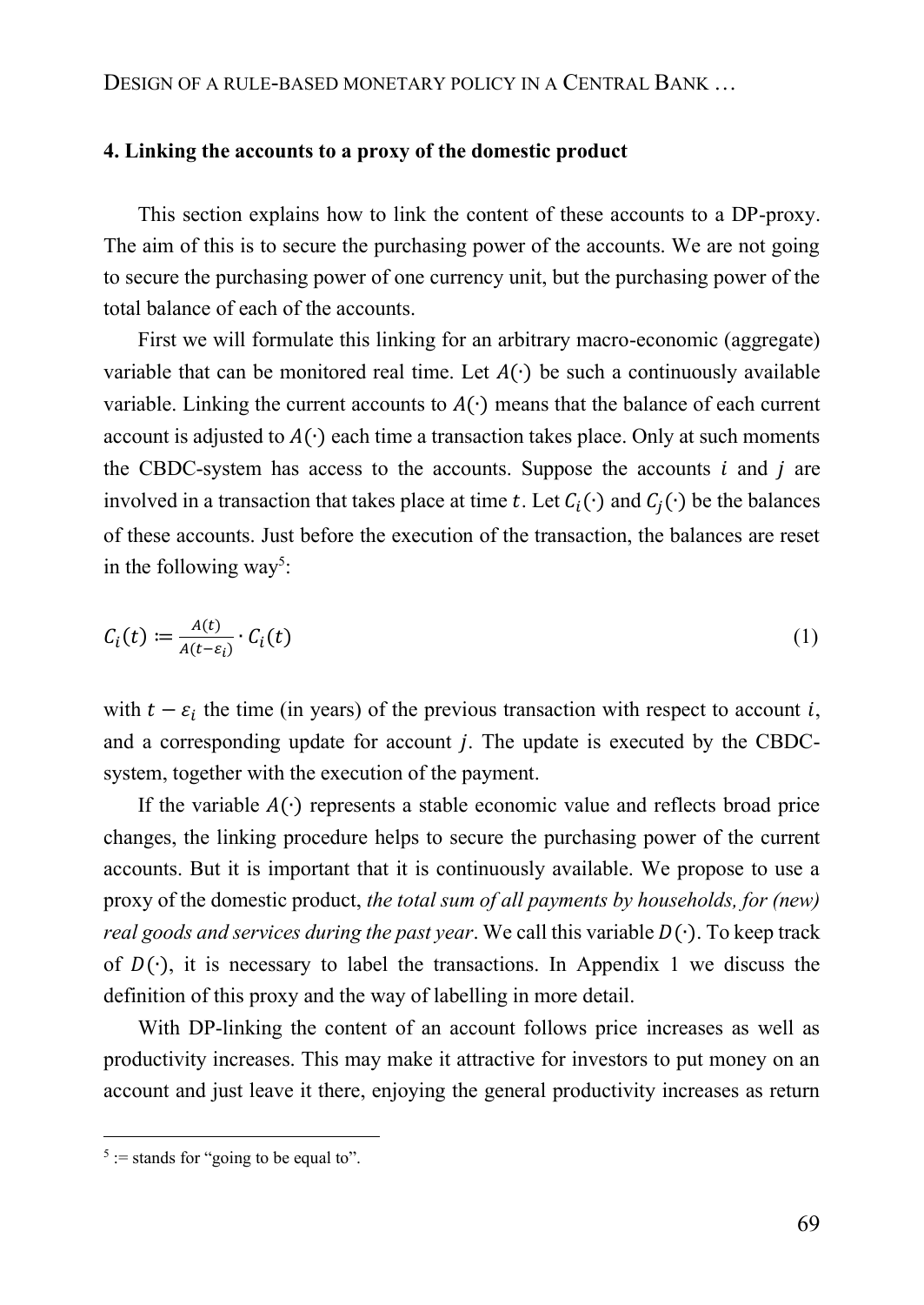## 4. Linking the accounts to a proxy of the domestic product

This section explains how to link the content of these accounts to a DP-proxy. The aim of this is to secure the purchasing power of the accounts. We are not going to secure the purchasing power of one currency unit, but the purchasing power of the total balance of each of the accounts.

First we will formulate this linking for an arbitrary macro-economic (aggregate) variable that can be monitored real time. Let $A(\cdot)$ be such a continuously available variable. Linking the current accounts to $A(\cdot)$ means that the balance of each current account is adjusted to $A(\cdot)$ each time a transaction takes place. Only at such moments the CBDC-system has access to the accounts. Suppose the accounts $i$ and $j$ are involved in a transaction that takes place at time $t$. Let $C_i(\cdot)$ and $C_j(\cdot)$ be the balances of these accounts. Just before the execution of the transaction, the balances are reset in the following way[5]:

$$C_i(t) := \frac{A(t)}{A(t-\varepsilon_i)} \cdot C_i(t) \tag{1}$$

with $t - \varepsilon_i$ the time (in years) of the previous transaction with respect to account $i$, and a corresponding update for account $j$. The update is executed by the CBDC-system, together with the execution of the payment.

If the variable $A(\cdot)$ represents a stable economic value and reflects broad price changes, the linking procedure helps to secure the purchasing power of the current accounts. But it is important that it is continuously available. We propose to use a proxy of the domestic product, *the total sum of all payments by households, for (new) real goods and services during the past year*. We call this variable $D(\cdot)$. To keep track of $D(\cdot)$, it is necessary to label the transactions. In Appendix 1 we discuss the definition of this proxy and the way of labelling in more detail.

With DP-linking the content of an account follows price increases as well as productivity increases. This may make it attractive for investors to put money on an account and just leave it there, enjoying the general productivity increases as return

[5] := stands for "going to be equal to".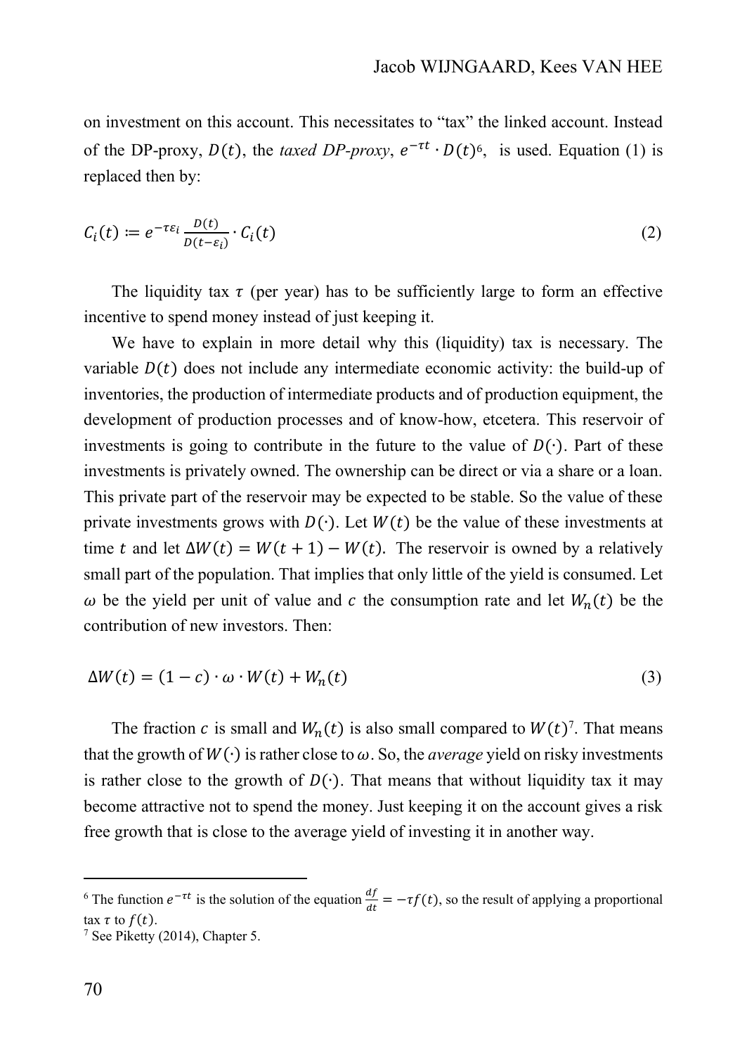on investment on this account. This necessitates to "tax" the linked account. Instead of the DP-proxy, $D(t)$, the *taxed DP-proxy*, $e^{-\tau t} \cdot D(t)$[6], is used. Equation (1) is replaced then by:

$$C_i(t) := e^{-\tau\varepsilon_i} \frac{D(t)}{D(t-\varepsilon_i)} \cdot C_i(t) \tag{2}$$

The liquidity tax $\tau$ (per year) has to be sufficiently large to form an effective incentive to spend money instead of just keeping it.

We have to explain in more detail why this (liquidity) tax is necessary. The variable $D(t)$ does not include any intermediate economic activity: the build-up of inventories, the production of intermediate products and of production equipment, the development of production processes and of know-how, etcetera. This reservoir of investments is going to contribute in the future to the value of $D(\cdot)$. Part of these investments is privately owned. The ownership can be direct or via a share or a loan. This private part of the reservoir may be expected to be stable. So the value of these private investments grows with $D(\cdot)$. Let $W(t)$ be the value of these investments at time $t$ and let $\Delta W(t) = W(t+1) - W(t)$. The reservoir is owned by a relatively small part of the population. That implies that only little of the yield is consumed. Let $\omega$ be the yield per unit of value and $c$ the consumption rate and let $W_n(t)$ be the contribution of new investors. Then:

$$\Delta W(t) = (1-c) \cdot \omega \cdot W(t) + W_n(t) \tag{3}$$

The fraction $c$ is small and $W_n(t)$ is also small compared to $W(t)$[7]. That means that the growth of $W(\cdot)$ is rather close to $\omega$. So, the *average* yield on risky investments is rather close to the growth of $D(\cdot)$. That means that without liquidity tax it may become attractive not to spend the money. Just keeping it on the account gives a risk free growth that is close to the average yield of investing it in another way.

---

[6] The function $e^{-\tau t}$ is the solution of the equation $\frac{df}{dt} = -\tau f(t)$, so the result of applying a proportional tax $\tau$ to $f(t)$.

[7] See Piketty (2014), Chapter 5.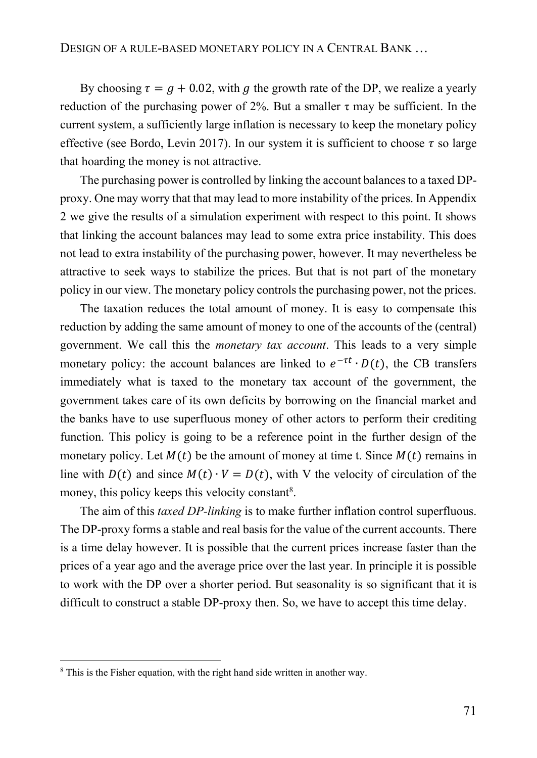By choosing $\tau = g + 0.02$, with $g$ the growth rate of the DP, we realize a yearly reduction of the purchasing power of 2%. But a smaller $\tau$ may be sufficient. In the current system, a sufficiently large inflation is necessary to keep the monetary policy effective (see Bordo, Levin 2017). In our system it is sufficient to choose $\tau$ so large that hoarding the money is not attractive.

The purchasing power is controlled by linking the account balances to a taxed DP-proxy. One may worry that that may lead to more instability of the prices. In Appendix 2 we give the results of a simulation experiment with respect to this point. It shows that linking the account balances may lead to some extra price instability. This does not lead to extra instability of the purchasing power, however. It may nevertheless be attractive to seek ways to stabilize the prices. But that is not part of the monetary policy in our view. The monetary policy controls the purchasing power, not the prices.

The taxation reduces the total amount of money. It is easy to compensate this reduction by adding the same amount of money to one of the accounts of the (central) government. We call this the *monetary tax account*. This leads to a very simple monetary policy: the account balances are linked to $e^{-\tau t} \cdot D(t)$, the CB transfers immediately what is taxed to the monetary tax account of the government, the government takes care of its own deficits by borrowing on the financial market and the banks have to use superfluous money of other actors to perform their crediting function. This policy is going to be a reference point in the further design of the monetary policy. Let $M(t)$ be the amount of money at time t. Since $M(t)$ remains in line with $D(t)$ and since $M(t) \cdot V = D(t)$, with V the velocity of circulation of the money, this policy keeps this velocity constant[8].

The aim of this *taxed DP-linking* is to make further inflation control superfluous. The DP-proxy forms a stable and real basis for the value of the current accounts. There is a time delay however. It is possible that the current prices increase faster than the prices of a year ago and the average price over the last year. In principle it is possible to work with the DP over a shorter period. But seasonality is so significant that it is difficult to construct a stable DP-proxy then. So, we have to accept this time delay.

---

[8] This is the Fisher equation, with the right hand side written in another way.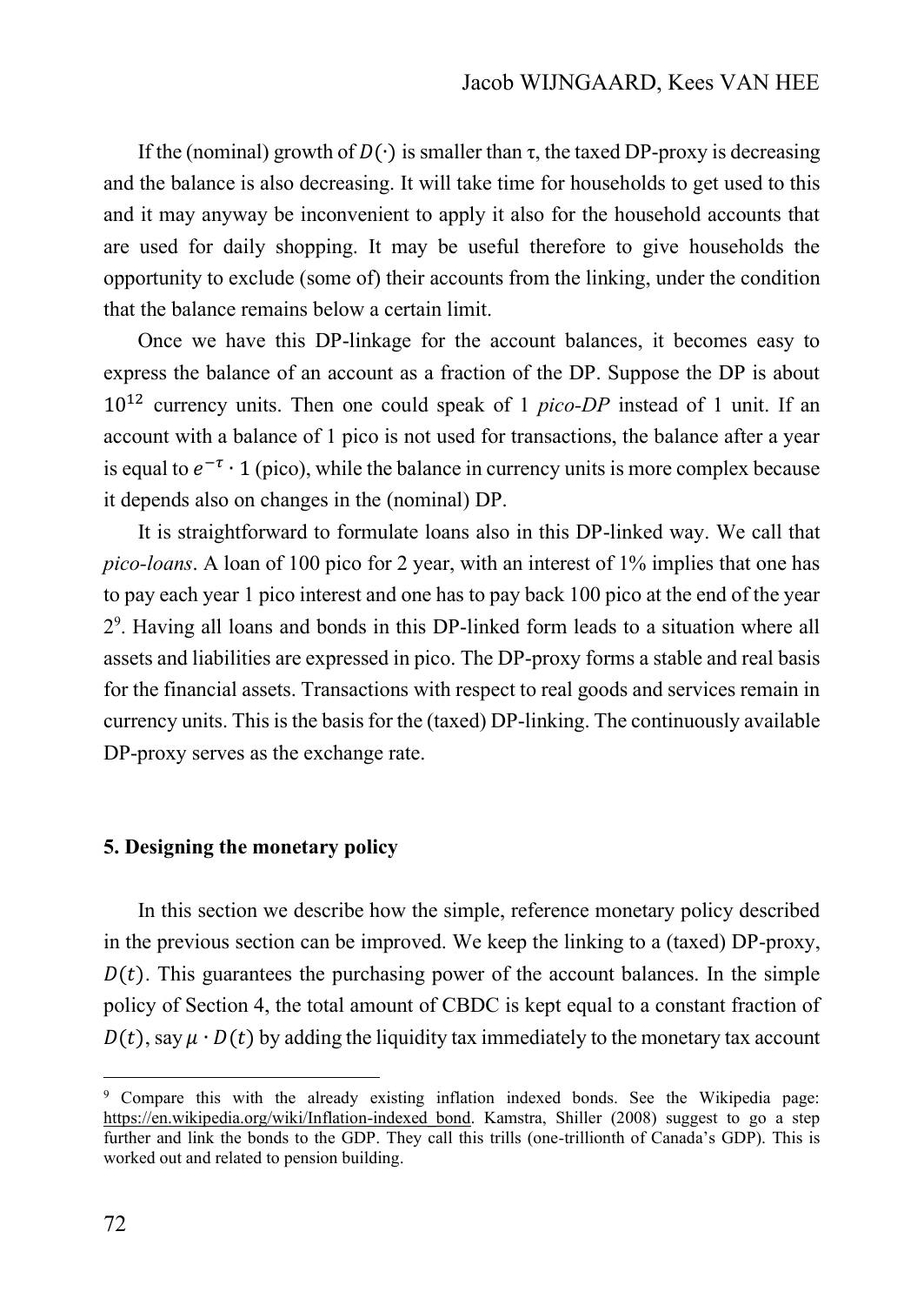If the (nominal) growth of $D(\cdot)$ is smaller than $\tau$, the taxed DP-proxy is decreasing and the balance is also decreasing. It will take time for households to get used to this and it may anyway be inconvenient to apply it also for the household accounts that are used for daily shopping. It may be useful therefore to give households the opportunity to exclude (some of) their accounts from the linking, under the condition that the balance remains below a certain limit.

Once we have this DP-linkage for the account balances, it becomes easy to express the balance of an account as a fraction of the DP. Suppose the DP is about $10^{12}$ currency units. Then one could speak of 1 *pico-DP* instead of 1 unit. If an account with a balance of 1 pico is not used for transactions, the balance after a year is equal to $e^{-\tau} \cdot 1$ (pico), while the balance in currency units is more complex because it depends also on changes in the (nominal) DP.

It is straightforward to formulate loans also in this DP-linked way. We call that *pico-loans*. A loan of 100 pico for 2 year, with an interest of 1% implies that one has to pay each year 1 pico interest and one has to pay back 100 pico at the end of the year 2[9]. Having all loans and bonds in this DP-linked form leads to a situation where all assets and liabilities are expressed in pico. The DP-proxy forms a stable and real basis for the financial assets. Transactions with respect to real goods and services remain in currency units. This is the basis for the (taxed) DP-linking. The continuously available DP-proxy serves as the exchange rate.

## 5. Designing the monetary policy

In this section we describe how the simple, reference monetary policy described in the previous section can be improved. We keep the linking to a (taxed) DP-proxy, $D(t)$. This guarantees the purchasing power of the account balances. In the simple policy of Section 4, the total amount of CBDC is kept equal to a constant fraction of $D(t)$, say $\mu \cdot D(t)$ by adding the liquidity tax immediately to the monetary tax account

---

[9] Compare this with the already existing inflation indexed bonds. See the Wikipedia page: https://en.wikipedia.org/wiki/Inflation-indexed_bond. Kamstra, Shiller (2008) suggest to go a step further and link the bonds to the GDP. They call this trills (one-trillionth of Canada's GDP). This is worked out and related to pension building.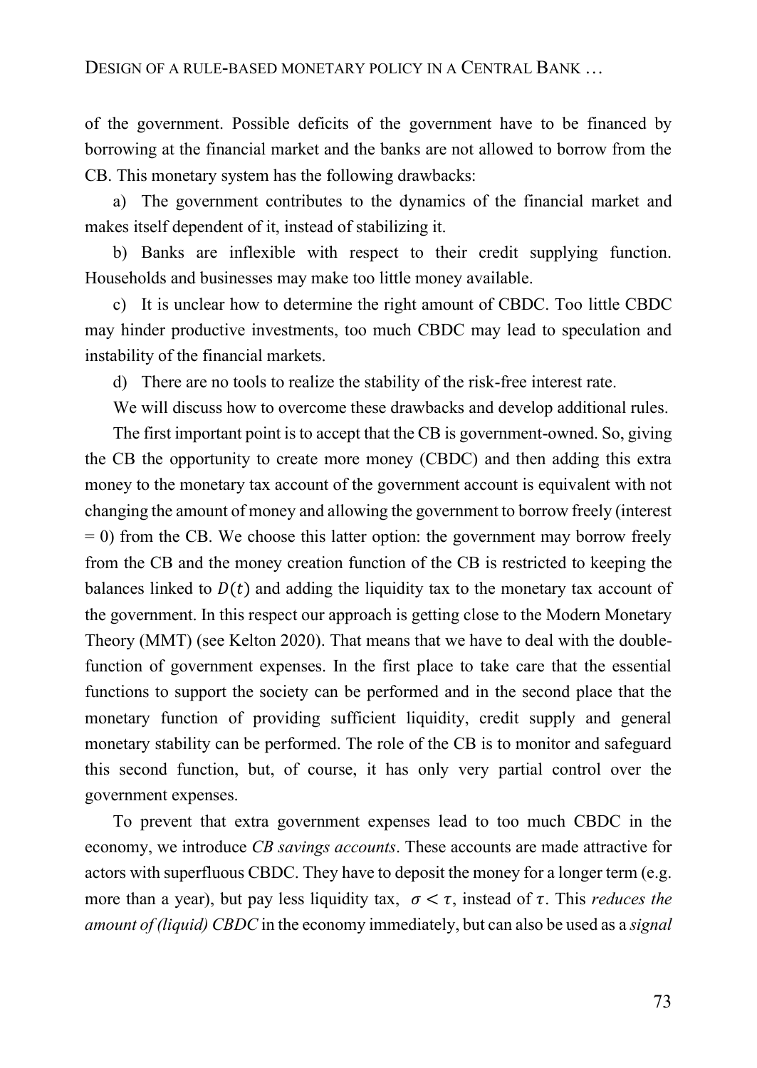of the government. Possible deficits of the government have to be financed by borrowing at the financial market and the banks are not allowed to borrow from the CB. This monetary system has the following drawbacks:

a) The government contributes to the dynamics of the financial market and makes itself dependent of it, instead of stabilizing it.

b) Banks are inflexible with respect to their credit supplying function. Households and businesses may make too little money available.

c) It is unclear how to determine the right amount of CBDC. Too little CBDC may hinder productive investments, too much CBDC may lead to speculation and instability of the financial markets.

d) There are no tools to realize the stability of the risk-free interest rate.

We will discuss how to overcome these drawbacks and develop additional rules.

The first important point is to accept that the CB is government-owned. So, giving the CB the opportunity to create more money (CBDC) and then adding this extra money to the monetary tax account of the government account is equivalent with not changing the amount of money and allowing the government to borrow freely (interest = 0) from the CB. We choose this latter option: the government may borrow freely from the CB and the money creation function of the CB is restricted to keeping the balances linked to $D(t)$ and adding the liquidity tax to the monetary tax account of the government. In this respect our approach is getting close to the Modern Monetary Theory (MMT) (see Kelton 2020). That means that we have to deal with the double-function of government expenses. In the first place to take care that the essential functions to support the society can be performed and in the second place that the monetary function of providing sufficient liquidity, credit supply and general monetary stability can be performed. The role of the CB is to monitor and safeguard this second function, but, of course, it has only very partial control over the government expenses.

To prevent that extra government expenses lead to too much CBDC in the economy, we introduce *CB savings accounts*. These accounts are made attractive for actors with superfluous CBDC. They have to deposit the money for a longer term (e.g. more than a year), but pay less liquidity tax, $\sigma < \tau$, instead of $\tau$. This *reduces the amount of (liquid) CBDC* in the economy immediately, but can also be used as a *signal*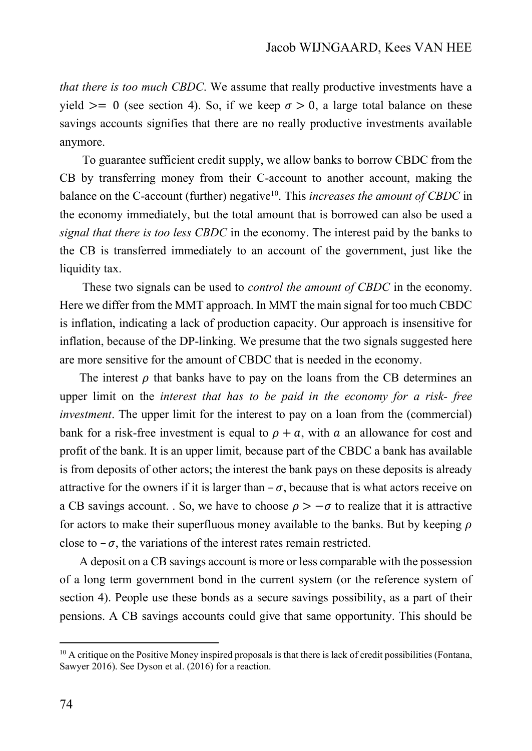*that there is too much CBDC*. We assume that really productive investments have a yield $>= 0$ (see section 4). So, if we keep $\sigma > 0$, a large total balance on these savings accounts signifies that there are no really productive investments available anymore.

To guarantee sufficient credit supply, we allow banks to borrow CBDC from the CB by transferring money from their C-account to another account, making the balance on the C-account (further) negative[10]. This *increases the amount of CBDC* in the economy immediately, but the total amount that is borrowed can also be used a *signal that there is too less CBDC* in the economy. The interest paid by the banks to the CB is transferred immediately to an account of the government, just like the liquidity tax.

These two signals can be used to *control the amount of CBDC* in the economy. Here we differ from the MMT approach. In MMT the main signal for too much CBDC is inflation, indicating a lack of production capacity. Our approach is insensitive for inflation, because of the DP-linking. We presume that the two signals suggested here are more sensitive for the amount of CBDC that is needed in the economy.

The interest $\rho$ that banks have to pay on the loans from the CB determines an upper limit on the *interest that has to be paid in the economy for a risk- free investment*. The upper limit for the interest to pay on a loan from the (commercial) bank for a risk-free investment is equal to $\rho + a$, with $a$ an allowance for cost and profit of the bank. It is an upper limit, because part of the CBDC a bank has available is from deposits of other actors; the interest the bank pays on these deposits is already attractive for the owners if it is larger than $-\sigma$, because that is what actors receive on a CB savings account. . So, we have to choose $\rho > -\sigma$ to realize that it is attractive for actors to make their superfluous money available to the banks. But by keeping $\rho$ close to $-\sigma$, the variations of the interest rates remain restricted.

A deposit on a CB savings account is more or less comparable with the possession of a long term government bond in the current system (or the reference system of section 4). People use these bonds as a secure savings possibility, as a part of their pensions. A CB savings accounts could give that same opportunity. This should be

[10] A critique on the Positive Money inspired proposals is that there is lack of credit possibilities (Fontana, Sawyer 2016). See Dyson et al. (2016) for a reaction.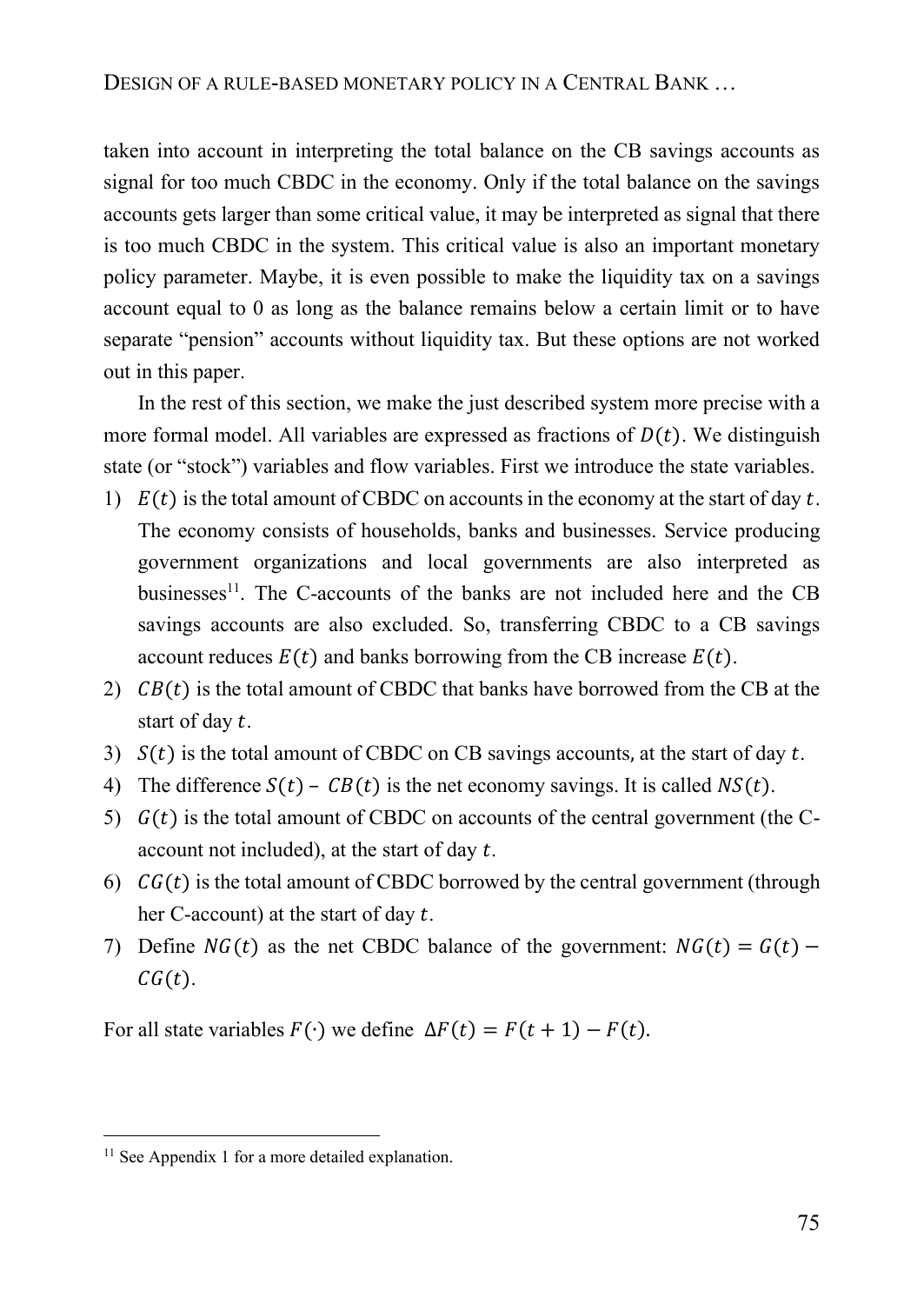taken into account in interpreting the total balance on the CB savings accounts as signal for too much CBDC in the economy. Only if the total balance on the savings accounts gets larger than some critical value, it may be interpreted as signal that there is too much CBDC in the system. This critical value is also an important monetary policy parameter. Maybe, it is even possible to make the liquidity tax on a savings account equal to 0 as long as the balance remains below a certain limit or to have separate "pension" accounts without liquidity tax. But these options are not worked out in this paper.

In the rest of this section, we make the just described system more precise with a more formal model. All variables are expressed as fractions of $D(t)$. We distinguish state (or "stock") variables and flow variables. First we introduce the state variables.

1) $E(t)$ is the total amount of CBDC on accounts in the economy at the start of day $t$. The economy consists of households, banks and businesses. Service producing government organizations and local governments are also interpreted as businesses[11]. The C-accounts of the banks are not included here and the CB savings accounts are also excluded. So, transferring CBDC to a CB savings account reduces $E(t)$ and banks borrowing from the CB increase $E(t)$.
2) $CB(t)$ is the total amount of CBDC that banks have borrowed from the CB at the start of day $t$.
3) $S(t)$ is the total amount of CBDC on CB savings accounts, at the start of day $t$.
4) The difference $S(t) - CB(t)$ is the net economy savings. It is called $NS(t)$.
5) $G(t)$ is the total amount of CBDC on accounts of the central government (the C-account not included), at the start of day $t$.
6) $CG(t)$ is the total amount of CBDC borrowed by the central government (through her C-account) at the start of day $t$.
7) Define $NG(t)$ as the net CBDC balance of the government: $NG(t) = G(t) - CG(t)$.

For all state variables $F(\cdot)$ we define $\Delta F(t) = F(t+1) - F(t)$.

[11] See Appendix 1 for a more detailed explanation.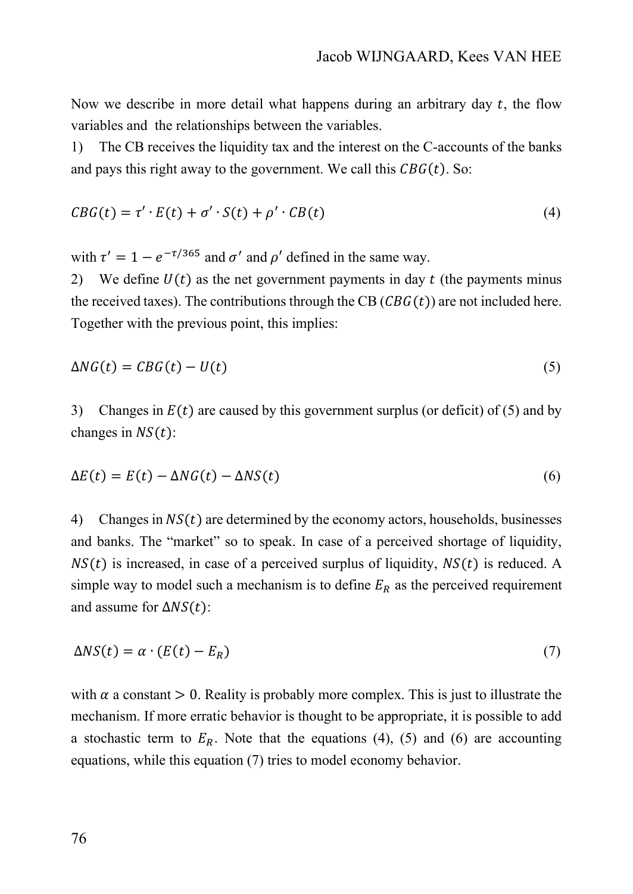Now we describe in more detail what happens during an arbitrary day $t$, the flow variables and the relationships between the variables.

1) The CB receives the liquidity tax and the interest on the C-accounts of the banks and pays this right away to the government. We call this $CBG(t)$. So:

$$CBG(t) = \tau' \cdot E(t) + \sigma' \cdot S(t) + \rho' \cdot CB(t) \tag{4}$$

with $\tau' = 1 - e^{-\tau/365}$ and $\sigma'$ and $\rho'$ defined in the same way.

2) We define $U(t)$ as the net government payments in day $t$ (the payments minus the received taxes). The contributions through the CB ($CBG(t)$) are not included here. Together with the previous point, this implies:

$$\Delta NG(t) = CBG(t) - U(t) \tag{5}$$

3) Changes in $E(t)$ are caused by this government surplus (or deficit) of (5) and by changes in $NS(t)$:

$$\Delta E(t) = E(t) - \Delta NG(t) - \Delta NS(t) \tag{6}$$

4) Changes in $NS(t)$ are determined by the economy actors, households, businesses and banks. The "market" so to speak. In case of a perceived shortage of liquidity, $NS(t)$ is increased, in case of a perceived surplus of liquidity, $NS(t)$ is reduced. A simple way to model such a mechanism is to define $E_R$ as the perceived requirement and assume for $\Delta NS(t)$:

$$\Delta NS(t) = \alpha \cdot (E(t) - E_R) \tag{7}$$

with $\alpha$ a constant $> 0$. Reality is probably more complex. This is just to illustrate the mechanism. If more erratic behavior is thought to be appropriate, it is possible to add a stochastic term to $E_R$. Note that the equations (4), (5) and (6) are accounting equations, while this equation (7) tries to model economy behavior.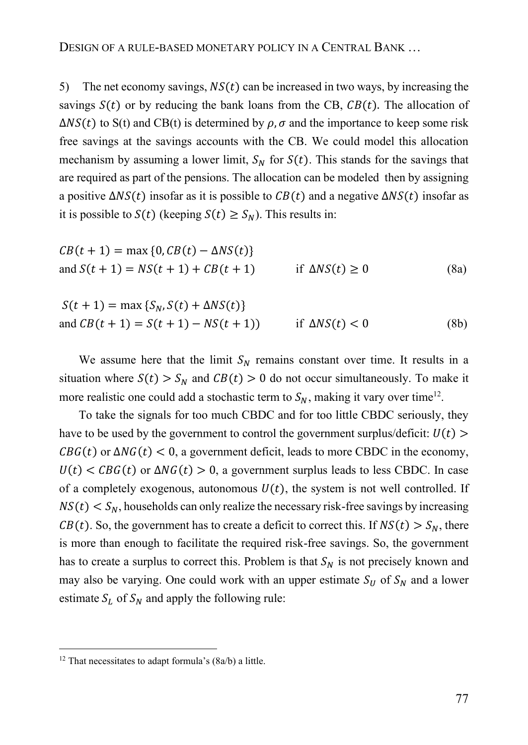5) The net economy savings, $NS(t)$ can be increased in two ways, by increasing the savings $S(t)$ or by reducing the bank loans from the CB, $CB(t)$. The allocation of $\Delta NS(t)$ to S(t) and CB(t) is determined by $\rho, \sigma$ and the importance to keep some risk free savings at the savings accounts with the CB. We could model this allocation mechanism by assuming a lower limit, $S_N$ for $S(t)$. This stands for the savings that are required as part of the pensions. The allocation can be modeled then by assigning a positive $\Delta NS(t)$ insofar as it is possible to $CB(t)$ and a negative $\Delta NS(t)$ insofar as it is possible to $S(t)$ (keeping $S(t) \geq S_N$). This results in:

$$CB(t+1) = \max\{0, CB(t) - \Delta NS(t)\}$$
$$\text{and } S(t+1) = NS(t+1) + CB(t+1) \qquad \text{if } \Delta NS(t) \geq 0 \tag{8a}$$

$$S(t+1) = \max\{S_N, S(t) + \Delta NS(t)\}$$
$$\text{and } CB(t+1) = S(t+1) - NS(t+1)) \qquad \text{if } \Delta NS(t) < 0 \tag{8b}$$

We assume here that the limit $S_N$ remains constant over time. It results in a situation where $S(t) > S_N$ and $CB(t) > 0$ do not occur simultaneously. To make it more realistic one could add a stochastic term to $S_N$, making it vary over time[12].

To take the signals for too much CBDC and for too little CBDC seriously, they have to be used by the government to control the government surplus/deficit: $U(t) > CBG(t)$ or $\Delta NG(t) < 0$, a government deficit, leads to more CBDC in the economy, $U(t) < CBG(t)$ or $\Delta NG(t) > 0$, a government surplus leads to less CBDC. In case of a completely exogenous, autonomous $U(t)$, the system is not well controlled. If $NS(t) < S_N$, households can only realize the necessary risk-free savings by increasing $CB(t)$. So, the government has to create a deficit to correct this. If $NS(t) > S_N$, there is more than enough to facilitate the required risk-free savings. So, the government has to create a surplus to correct this. Problem is that $S_N$ is not precisely known and may also be varying. One could work with an upper estimate $S_U$ of $S_N$ and a lower estimate $S_L$ of $S_N$ and apply the following rule:

[12] That necessitates to adapt formula's (8a/b) a little.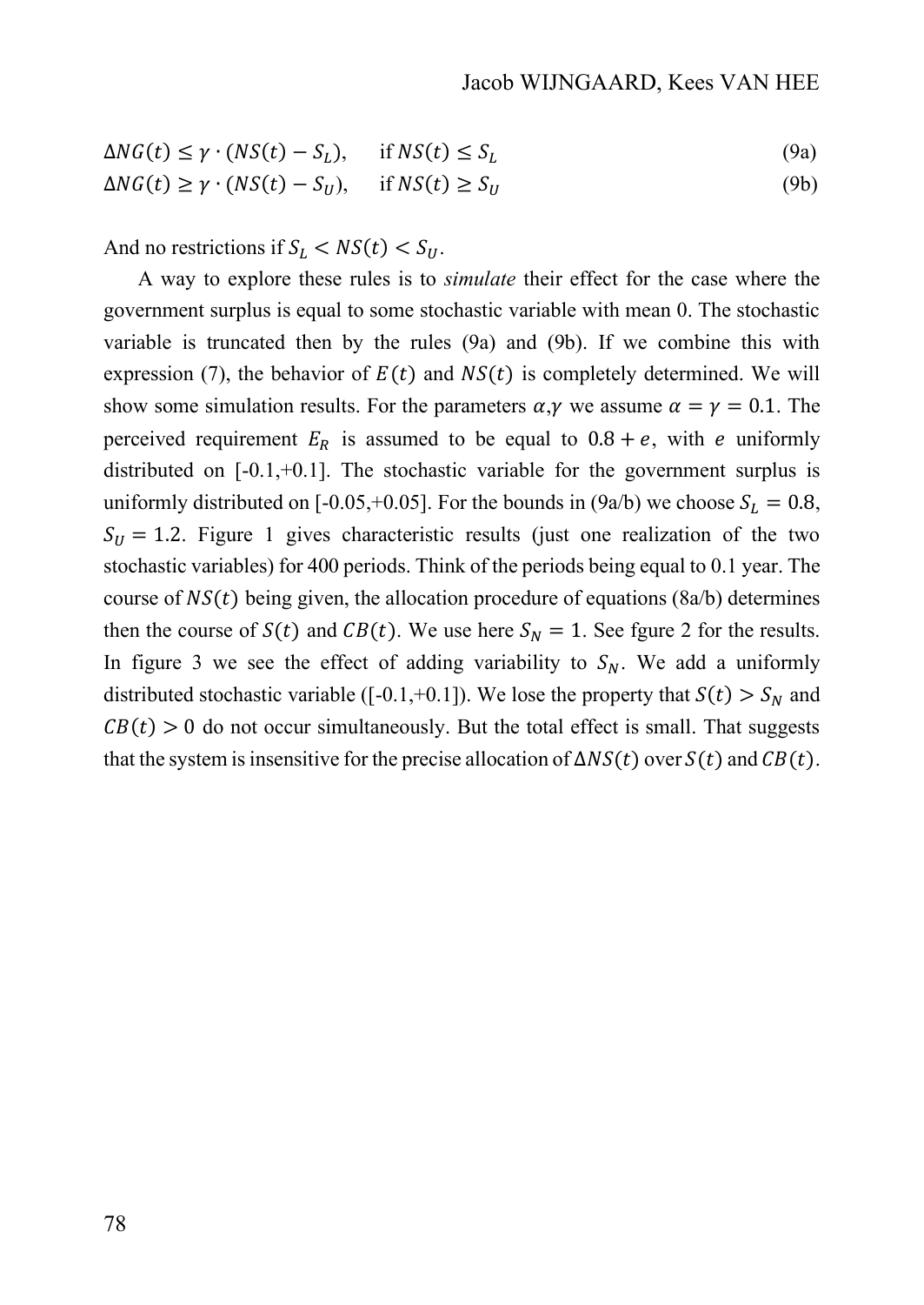$$\Delta NG(t) \leq \gamma \cdot (NS(t) - S_L), \quad \text{if } NS(t) \leq S_L \tag{9a}$$

$$\Delta NG(t) \geq \gamma \cdot (NS(t) - S_U), \quad \text{if } NS(t) \geq S_U \tag{9b}$$

And no restrictions if $S_L < NS(t) < S_U$.

A way to explore these rules is to *simulate* their effect for the case where the government surplus is equal to some stochastic variable with mean 0. The stochastic variable is truncated then by the rules (9a) and (9b). If we combine this with expression (7), the behavior of $E(t)$ and $NS(t)$ is completely determined. We will show some simulation results. For the parameters $\alpha$,$\gamma$ we assume $\alpha = \gamma = 0.1$. The perceived requirement $E_R$ is assumed to be equal to $0.8 + e$, with $e$ uniformly distributed on [-0.1,+0.1]. The stochastic variable for the government surplus is uniformly distributed on [-0.05,+0.05]. For the bounds in (9a/b) we choose $S_L = 0.8$, $S_U = 1.2$. Figure 1 gives characteristic results (just one realization of the two stochastic variables) for 400 periods. Think of the periods being equal to 0.1 year. The course of $NS(t)$ being given, the allocation procedure of equations (8a/b) determines then the course of $S(t)$ and $CB(t)$. We use here $S_N = 1$. See fgure 2 for the results. In figure 3 we see the effect of adding variability to $S_N$. We add a uniformly distributed stochastic variable ([-0.1,+0.1]). We lose the property that $S(t) > S_N$ and $CB(t) > 0$ do not occur simultaneously. But the total effect is small. That suggests that the system is insensitive for the precise allocation of $\Delta NS(t)$ over $S(t)$ and $CB(t)$.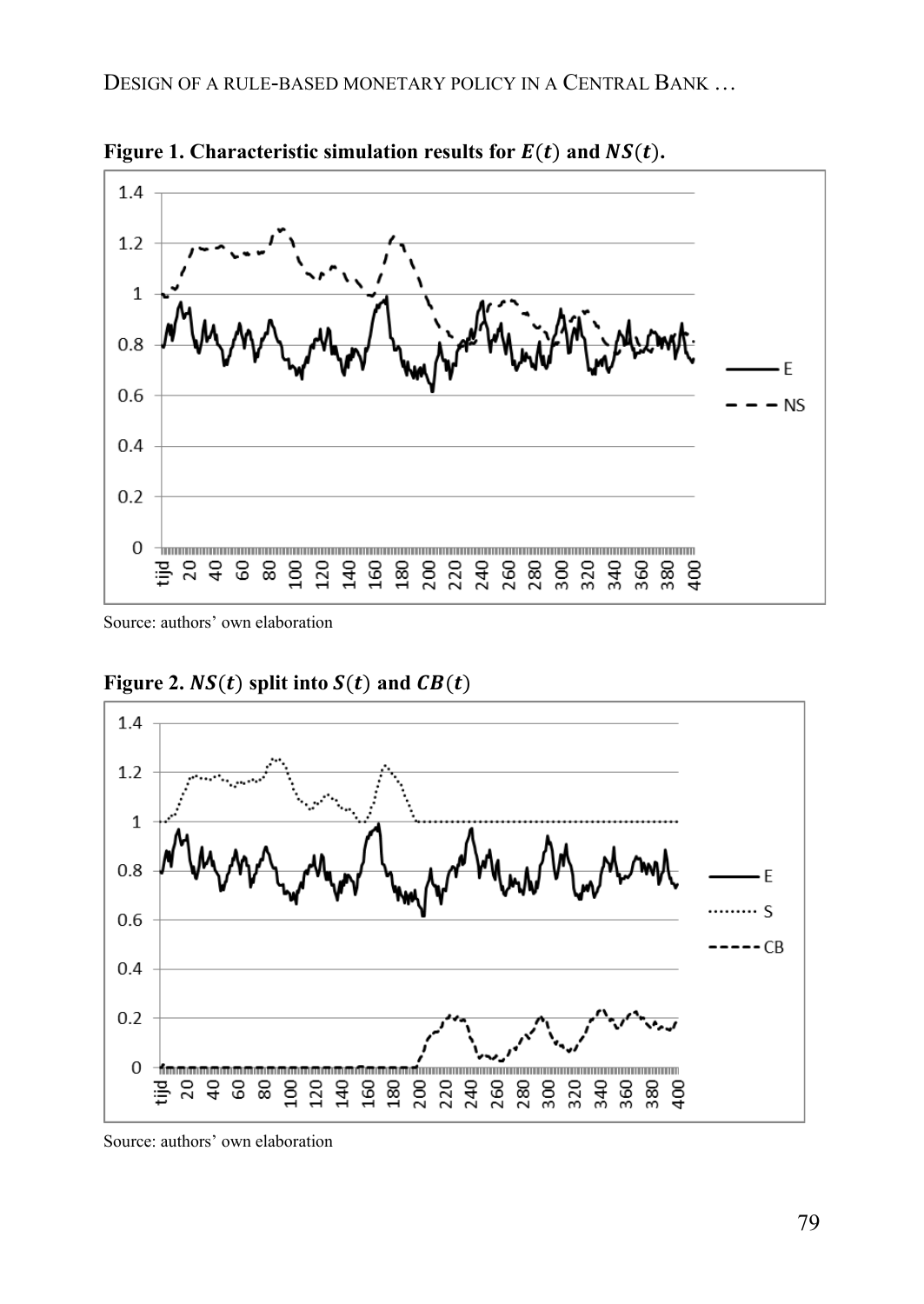**Figure 1. Characteristic simulation results for $E(t)$ and $NS(t)$.**

Source: authors' own elaboration

**Figure 2. $NS(t)$ split into $S(t)$ and $CB(t)$**

Source: authors' own elaboration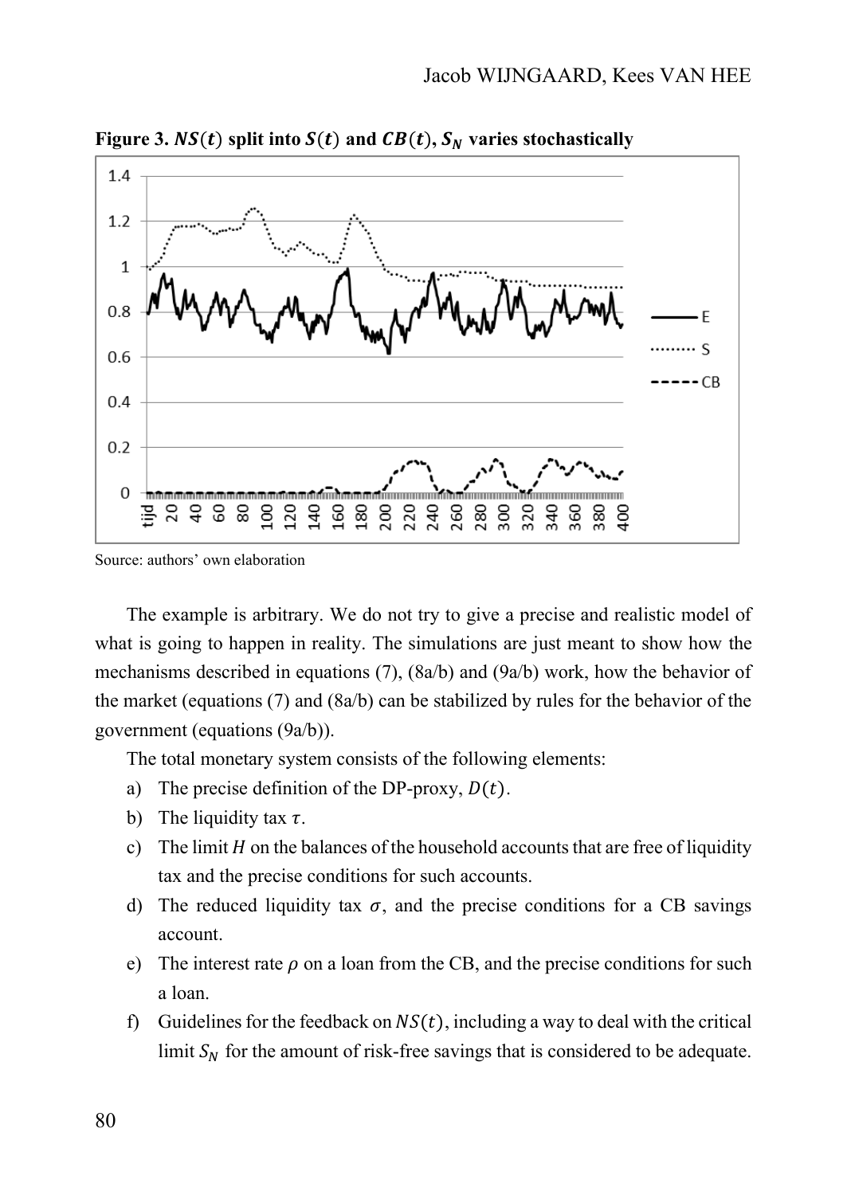**Figure 3. $NS(t)$ split into $S(t)$ and $CB(t)$, $S_N$ varies stochastically**

Source: authors' own elaboration

The example is arbitrary. We do not try to give a precise and realistic model of what is going to happen in reality. The simulations are just meant to show how the mechanisms described in equations (7), (8a/b) and (9a/b) work, how the behavior of the market (equations (7) and (8a/b) can be stabilized by rules for the behavior of the government (equations (9a/b)).

The total monetary system consists of the following elements:

a) The precise definition of the DP-proxy, $D(t)$.
b) The liquidity tax $\tau$.
c) The limit $H$ on the balances of the household accounts that are free of liquidity tax and the precise conditions for such accounts.
d) The reduced liquidity tax $\sigma$, and the precise conditions for a CB savings account.
e) The interest rate $\rho$ on a loan from the CB, and the precise conditions for such a loan.
f) Guidelines for the feedback on $NS(t)$, including a way to deal with the critical limit $S_N$ for the amount of risk-free savings that is considered to be adequate.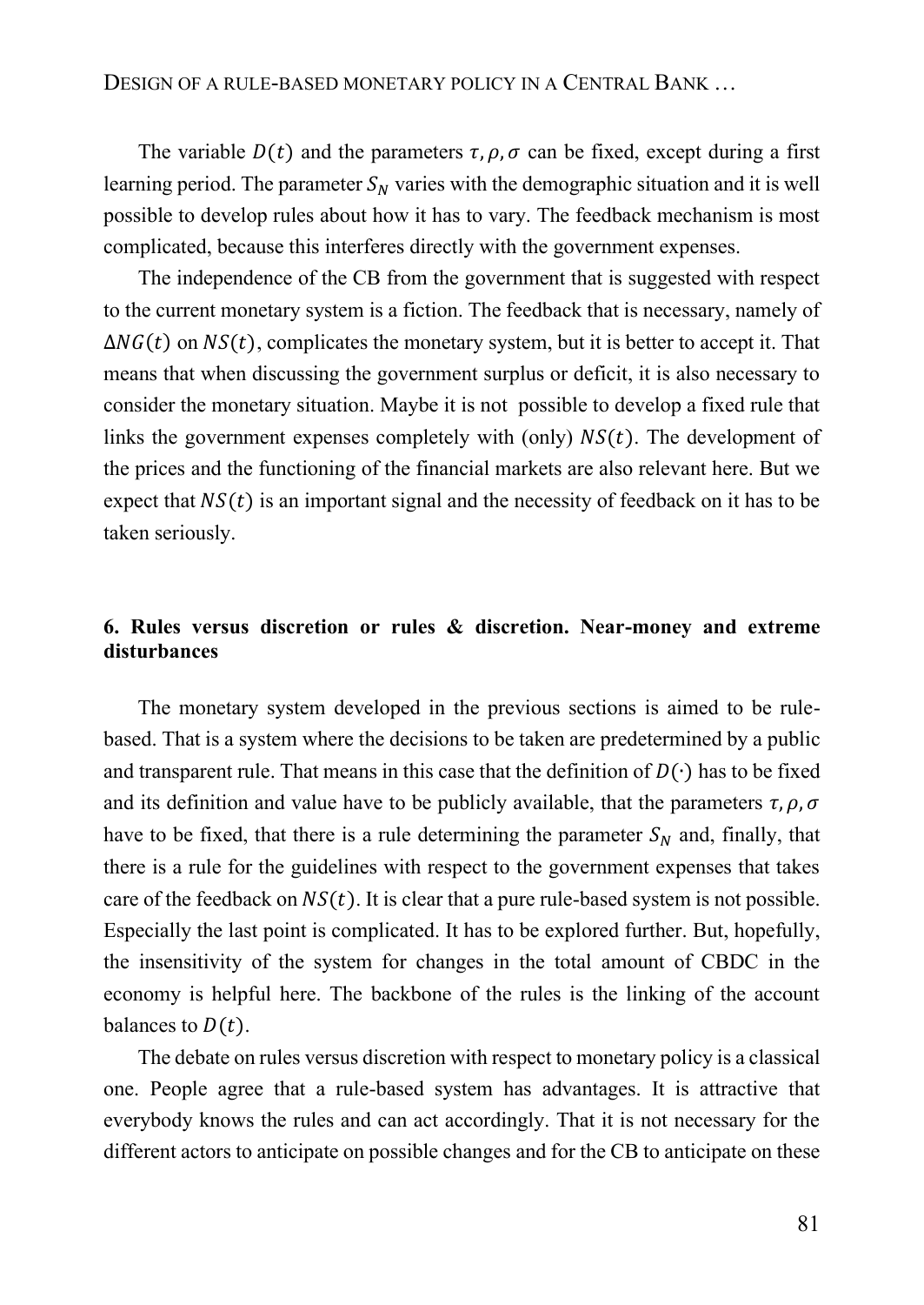The variable $D(t)$ and the parameters $\tau, \rho, \sigma$ can be fixed, except during a first learning period. The parameter $S_N$ varies with the demographic situation and it is well possible to develop rules about how it has to vary. The feedback mechanism is most complicated, because this interferes directly with the government expenses.

The independence of the CB from the government that is suggested with respect to the current monetary system is a fiction. The feedback that is necessary, namely of $\Delta NG(t)$ on $NS(t)$, complicates the monetary system, but it is better to accept it. That means that when discussing the government surplus or deficit, it is also necessary to consider the monetary situation. Maybe it is not possible to develop a fixed rule that links the government expenses completely with (only) $NS(t)$. The development of the prices and the functioning of the financial markets are also relevant here. But we expect that $NS(t)$ is an important signal and the necessity of feedback on it has to be taken seriously.

## 6. Rules versus discretion or rules & discretion. Near-money and extreme disturbances

The monetary system developed in the previous sections is aimed to be rule-based. That is a system where the decisions to be taken are predetermined by a public and transparent rule. That means in this case that the definition of $D(\cdot)$ has to be fixed and its definition and value have to be publicly available, that the parameters $\tau, \rho, \sigma$ have to be fixed, that there is a rule determining the parameter $S_N$ and, finally, that there is a rule for the guidelines with respect to the government expenses that takes care of the feedback on $NS(t)$. It is clear that a pure rule-based system is not possible. Especially the last point is complicated. It has to be explored further. But, hopefully, the insensitivity of the system for changes in the total amount of CBDC in the economy is helpful here. The backbone of the rules is the linking of the account balances to $D(t)$.

The debate on rules versus discretion with respect to monetary policy is a classical one. People agree that a rule-based system has advantages. It is attractive that everybody knows the rules and can act accordingly. That it is not necessary for the different actors to anticipate on possible changes and for the CB to anticipate on these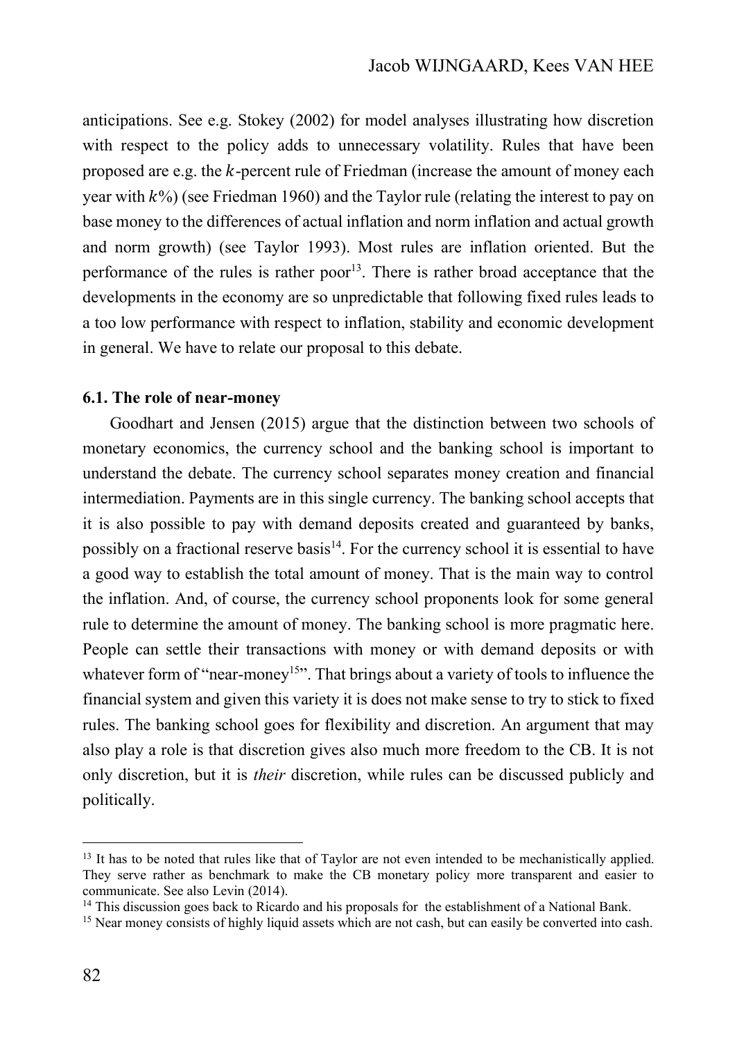anticipations. See e.g. Stokey (2002) for model analyses illustrating how discretion with respect to the policy adds to unnecessary volatility. Rules that have been proposed are e.g. the $k$-percent rule of Friedman (increase the amount of money each year with $k$%) (see Friedman 1960) and the Taylor rule (relating the interest to pay on base money to the differences of actual inflation and norm inflation and actual growth and norm growth) (see Taylor 1993). Most rules are inflation oriented. But the performance of the rules is rather poor[13]. There is rather broad acceptance that the developments in the economy are so unpredictable that following fixed rules leads to a too low performance with respect to inflation, stability and economic development in general. We have to relate our proposal to this debate.

### 6.1. The role of near-money

Goodhart and Jensen (2015) argue that the distinction between two schools of monetary economics, the currency school and the banking school is important to understand the debate. The currency school separates money creation and financial intermediation. Payments are in this single currency. The banking school accepts that it is also possible to pay with demand deposits created and guaranteed by banks, possibly on a fractional reserve basis[14]. For the currency school it is essential to have a good way to establish the total amount of money. That is the main way to control the inflation. And, of course, the currency school proponents look for some general rule to determine the amount of money. The banking school is more pragmatic here. People can settle their transactions with money or with demand deposits or with whatever form of "near-money[15]". That brings about a variety of tools to influence the financial system and given this variety it is does not make sense to try to stick to fixed rules. The banking school goes for flexibility and discretion. An argument that may also play a role is that discretion gives also much more freedom to the CB. It is not only discretion, but it is *their* discretion, while rules can be discussed publicly and politically.

---

[13] It has to be noted that rules like that of Taylor are not even intended to be mechanistically applied. They serve rather as benchmark to make the CB monetary policy more transparent and easier to communicate. See also Levin (2014).

[14] This discussion goes back to Ricardo and his proposals for the establishment of a National Bank.

[15] Near money consists of highly liquid assets which are not cash, but can easily be converted into cash.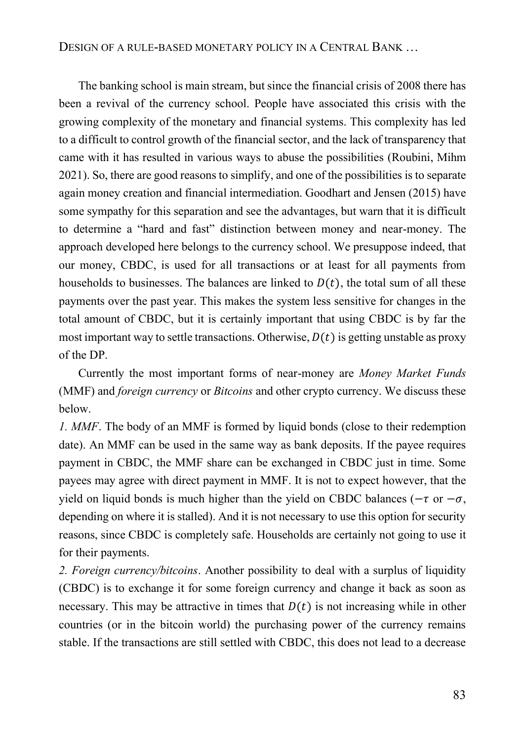The banking school is main stream, but since the financial crisis of 2008 there has been a revival of the currency school. People have associated this crisis with the growing complexity of the monetary and financial systems. This complexity has led to a difficult to control growth of the financial sector, and the lack of transparency that came with it has resulted in various ways to abuse the possibilities (Roubini, Mihm 2021). So, there are good reasons to simplify, and one of the possibilities is to separate again money creation and financial intermediation. Goodhart and Jensen (2015) have some sympathy for this separation and see the advantages, but warn that it is difficult to determine a "hard and fast" distinction between money and near-money. The approach developed here belongs to the currency school. We presuppose indeed, that our money, CBDC, is used for all transactions or at least for all payments from households to businesses. The balances are linked to $D(t)$, the total sum of all these payments over the past year. This makes the system less sensitive for changes in the total amount of CBDC, but it is certainly important that using CBDC is by far the most important way to settle transactions. Otherwise, $D(t)$ is getting unstable as proxy of the DP.

Currently the most important forms of near-money are *Money Market Funds* (MMF) and *foreign currency* or *Bitcoins* and other crypto currency. We discuss these below.

*1. MMF*. The body of an MMF is formed by liquid bonds (close to their redemption date). An MMF can be used in the same way as bank deposits. If the payee requires payment in CBDC, the MMF share can be exchanged in CBDC just in time. Some payees may agree with direct payment in MMF. It is not to expect however, that the yield on liquid bonds is much higher than the yield on CBDC balances ($-\tau$ or $-\sigma$, depending on where it is stalled). And it is not necessary to use this option for security reasons, since CBDC is completely safe. Households are certainly not going to use it for their payments.

*2. Foreign currency/bitcoins*. Another possibility to deal with a surplus of liquidity (CBDC) is to exchange it for some foreign currency and change it back as soon as necessary. This may be attractive in times that $D(t)$ is not increasing while in other countries (or in the bitcoin world) the purchasing power of the currency remains stable. If the transactions are still settled with CBDC, this does not lead to a decrease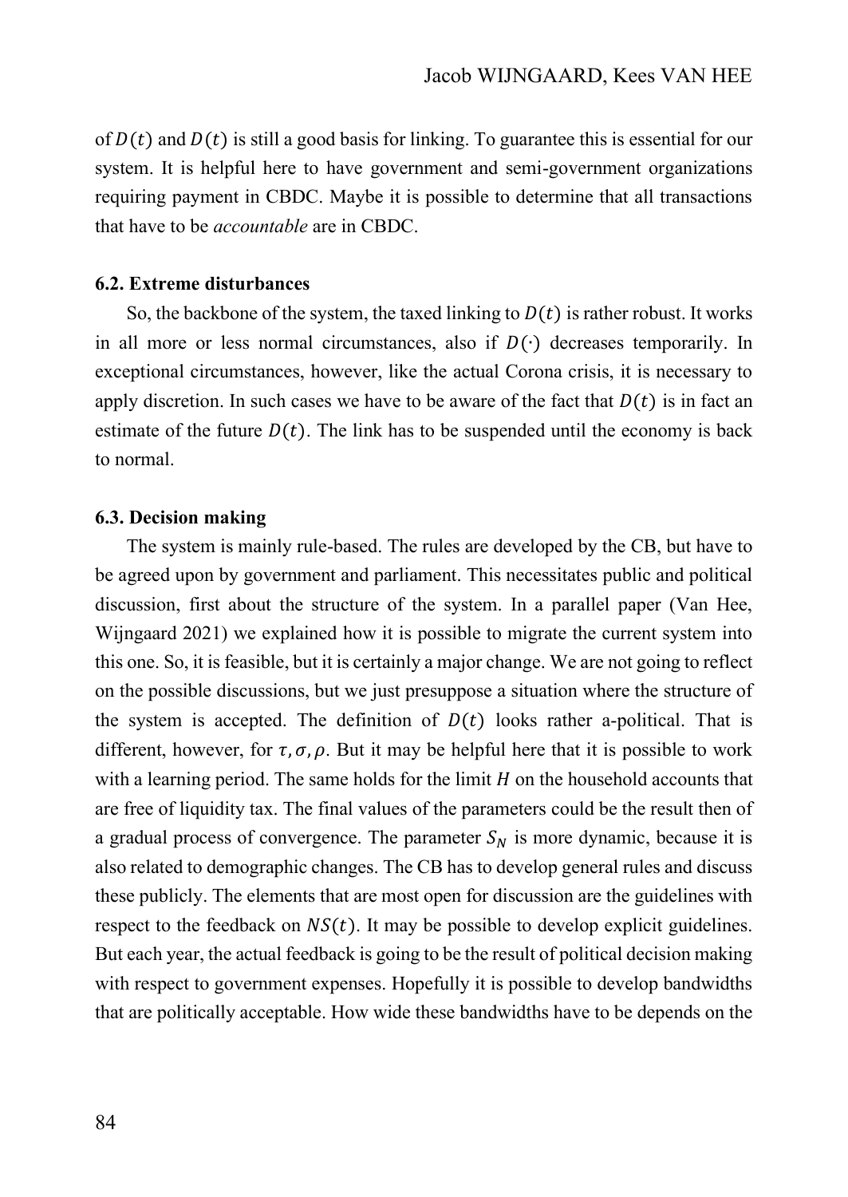of $D(t)$ and $D(t)$ is still a good basis for linking. To guarantee this is essential for our system. It is helpful here to have government and semi-government organizations requiring payment in CBDC. Maybe it is possible to determine that all transactions that have to be *accountable* are in CBDC.

### 6.2. Extreme disturbances

So, the backbone of the system, the taxed linking to $D(t)$ is rather robust. It works in all more or less normal circumstances, also if $D(\cdot)$ decreases temporarily. In exceptional circumstances, however, like the actual Corona crisis, it is necessary to apply discretion. In such cases we have to be aware of the fact that $D(t)$ is in fact an estimate of the future $D(t)$. The link has to be suspended until the economy is back to normal.

### 6.3. Decision making

The system is mainly rule-based. The rules are developed by the CB, but have to be agreed upon by government and parliament. This necessitates public and political discussion, first about the structure of the system. In a parallel paper (Van Hee, Wijngaard 2021) we explained how it is possible to migrate the current system into this one. So, it is feasible, but it is certainly a major change. We are not going to reflect on the possible discussions, but we just presuppose a situation where the structure of the system is accepted. The definition of $D(t)$ looks rather a-political. That is different, however, for $\tau, \sigma, \rho$. But it may be helpful here that it is possible to work with a learning period. The same holds for the limit $H$ on the household accounts that are free of liquidity tax. The final values of the parameters could be the result then of a gradual process of convergence. The parameter $S_N$ is more dynamic, because it is also related to demographic changes. The CB has to develop general rules and discuss these publicly. The elements that are most open for discussion are the guidelines with respect to the feedback on $NS(t)$. It may be possible to develop explicit guidelines. But each year, the actual feedback is going to be the result of political decision making with respect to government expenses. Hopefully it is possible to develop bandwidths that are politically acceptable. How wide these bandwidths have to be depends on the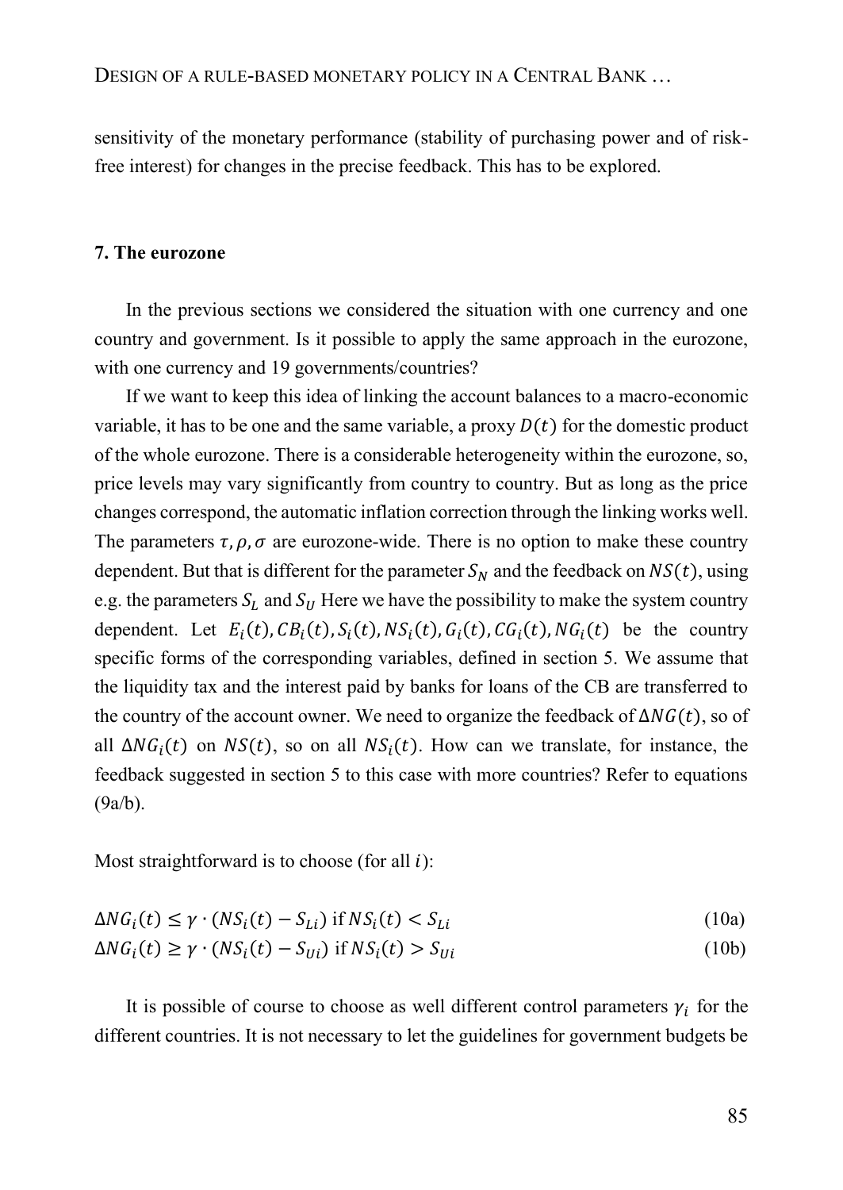sensitivity of the monetary performance (stability of purchasing power and of risk-free interest) for changes in the precise feedback. This has to be explored.

## 7. The eurozone

In the previous sections we considered the situation with one currency and one country and government. Is it possible to apply the same approach in the eurozone, with one currency and 19 governments/countries?

If we want to keep this idea of linking the account balances to a macro-economic variable, it has to be one and the same variable, a proxy $D(t)$ for the domestic product of the whole eurozone. There is a considerable heterogeneity within the eurozone, so, price levels may vary significantly from country to country. But as long as the price changes correspond, the automatic inflation correction through the linking works well. The parameters $\tau, \rho, \sigma$ are eurozone-wide. There is no option to make these country dependent. But that is different for the parameter $S_N$ and the feedback on $NS(t)$, using e.g. the parameters $S_L$ and $S_U$ Here we have the possibility to make the system country dependent. Let $E_i(t), CB_i(t), S_i(t), NS_i(t), G_i(t), CG_i(t), NG_i(t)$ be the country specific forms of the corresponding variables, defined in section 5. We assume that the liquidity tax and the interest paid by banks for loans of the CB are transferred to the country of the account owner. We need to organize the feedback of $\Delta NG(t)$, so of all $\Delta NG_i(t)$ on $NS(t)$, so on all $NS_i(t)$. How can we translate, for instance, the feedback suggested in section 5 to this case with more countries? Refer to equations (9a/b).

Most straightforward is to choose (for all $i$):

$$\Delta NG_i(t) \leq \gamma \cdot (NS_i(t) - S_{Li}) \text{ if } NS_i(t) < S_{Li} \tag{10a}$$

$$\Delta NG_i(t) \geq \gamma \cdot (NS_i(t) - S_{Ui}) \text{ if } NS_i(t) > S_{Ui} \tag{10b}$$

It is possible of course to choose as well different control parameters $\gamma_i$ for the different countries. It is not necessary to let the guidelines for government budgets be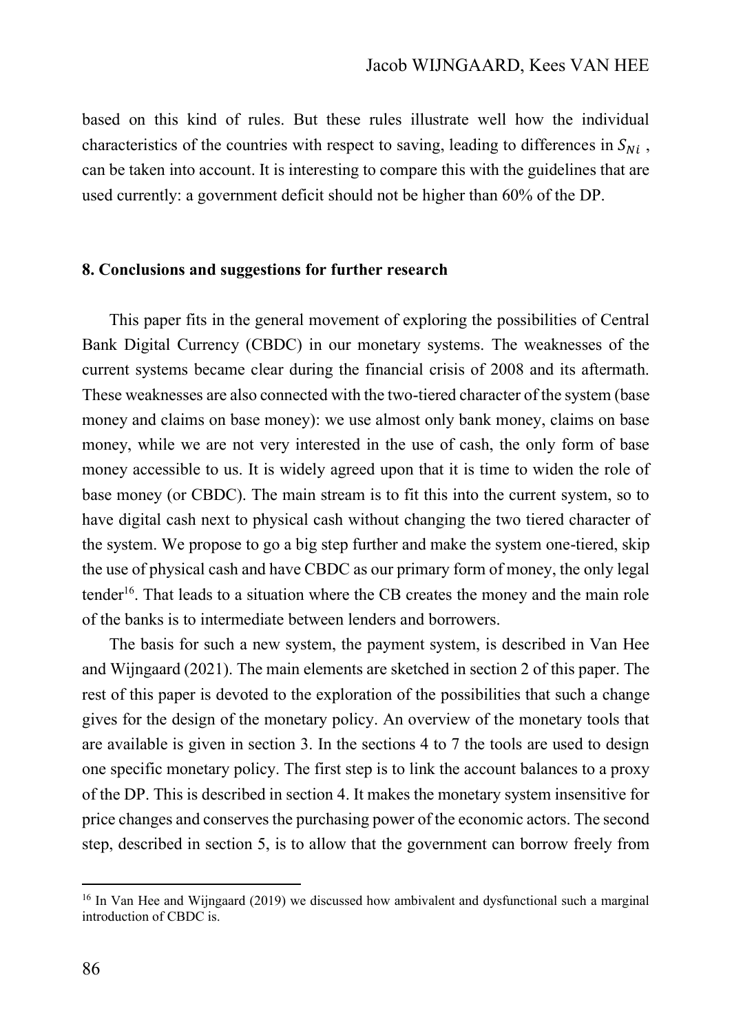based on this kind of rules. But these rules illustrate well how the individual characteristics of the countries with respect to saving, leading to differences in $S_{Ni}$, can be taken into account. It is interesting to compare this with the guidelines that are used currently: a government deficit should not be higher than 60% of the DP.

## 8. Conclusions and suggestions for further research

This paper fits in the general movement of exploring the possibilities of Central Bank Digital Currency (CBDC) in our monetary systems. The weaknesses of the current systems became clear during the financial crisis of 2008 and its aftermath. These weaknesses are also connected with the two-tiered character of the system (base money and claims on base money): we use almost only bank money, claims on base money, while we are not very interested in the use of cash, the only form of base money accessible to us. It is widely agreed upon that it is time to widen the role of base money (or CBDC). The main stream is to fit this into the current system, so to have digital cash next to physical cash without changing the two tiered character of the system. We propose to go a big step further and make the system one-tiered, skip the use of physical cash and have CBDC as our primary form of money, the only legal tender[16]. That leads to a situation where the CB creates the money and the main role of the banks is to intermediate between lenders and borrowers.

The basis for such a new system, the payment system, is described in Van Hee and Wijngaard (2021). The main elements are sketched in section 2 of this paper. The rest of this paper is devoted to the exploration of the possibilities that such a change gives for the design of the monetary policy. An overview of the monetary tools that are available is given in section 3. In the sections 4 to 7 the tools are used to design one specific monetary policy. The first step is to link the account balances to a proxy of the DP. This is described in section 4. It makes the monetary system insensitive for price changes and conserves the purchasing power of the economic actors. The second step, described in section 5, is to allow that the government can borrow freely from

[16] In Van Hee and Wijngaard (2019) we discussed how ambivalent and dysfunctional such a marginal introduction of CBDC is.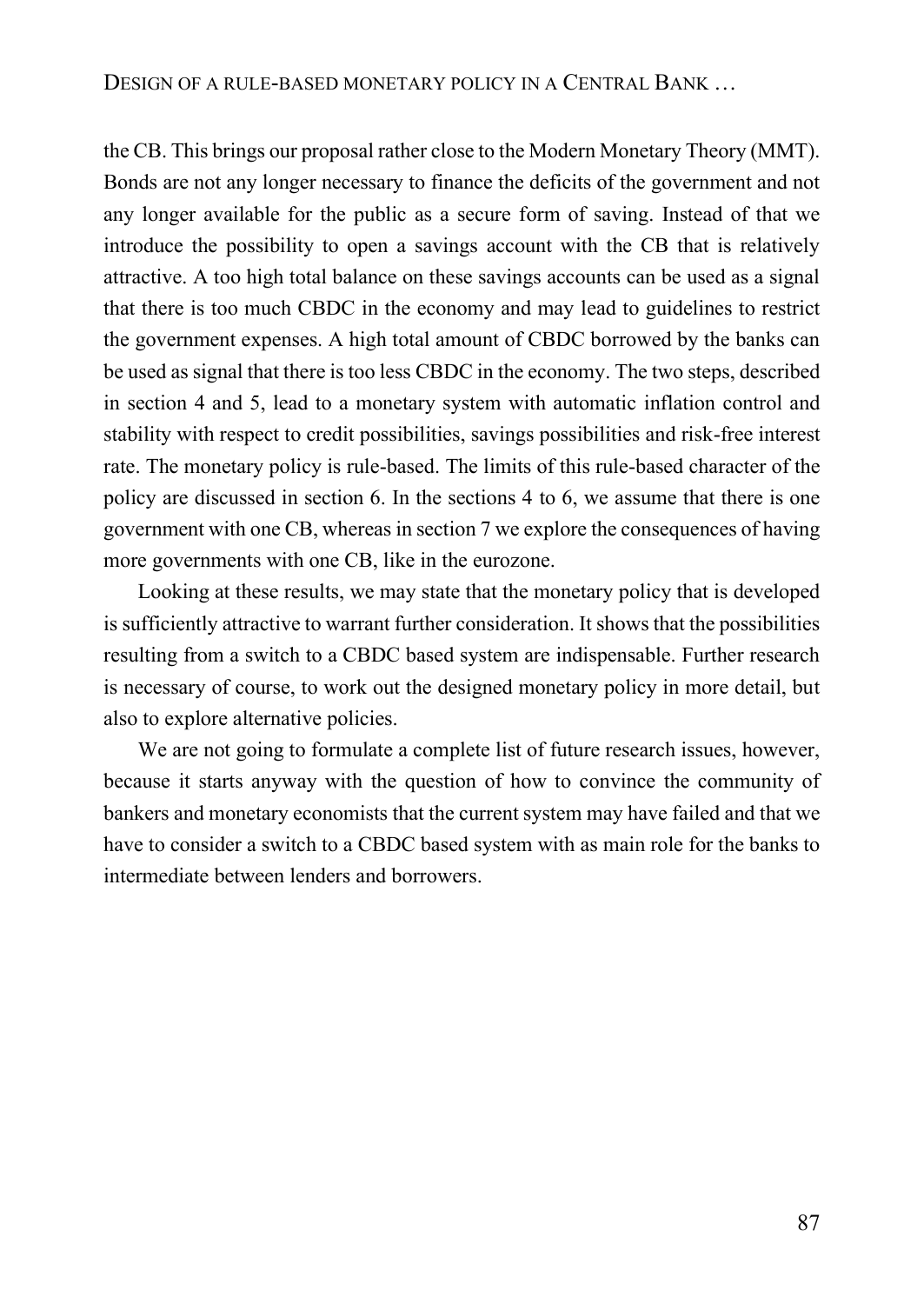the CB. This brings our proposal rather close to the Modern Monetary Theory (MMT). Bonds are not any longer necessary to finance the deficits of the government and not any longer available for the public as a secure form of saving. Instead of that we introduce the possibility to open a savings account with the CB that is relatively attractive. A too high total balance on these savings accounts can be used as a signal that there is too much CBDC in the economy and may lead to guidelines to restrict the government expenses. A high total amount of CBDC borrowed by the banks can be used as signal that there is too less CBDC in the economy. The two steps, described in section 4 and 5, lead to a monetary system with automatic inflation control and stability with respect to credit possibilities, savings possibilities and risk-free interest rate. The monetary policy is rule-based. The limits of this rule-based character of the policy are discussed in section 6. In the sections 4 to 6, we assume that there is one government with one CB, whereas in section 7 we explore the consequences of having more governments with one CB, like in the eurozone.

Looking at these results, we may state that the monetary policy that is developed is sufficiently attractive to warrant further consideration. It shows that the possibilities resulting from a switch to a CBDC based system are indispensable. Further research is necessary of course, to work out the designed monetary policy in more detail, but also to explore alternative policies.

We are not going to formulate a complete list of future research issues, however, because it starts anyway with the question of how to convince the community of bankers and monetary economists that the current system may have failed and that we have to consider a switch to a CBDC based system with as main role for the banks to intermediate between lenders and borrowers.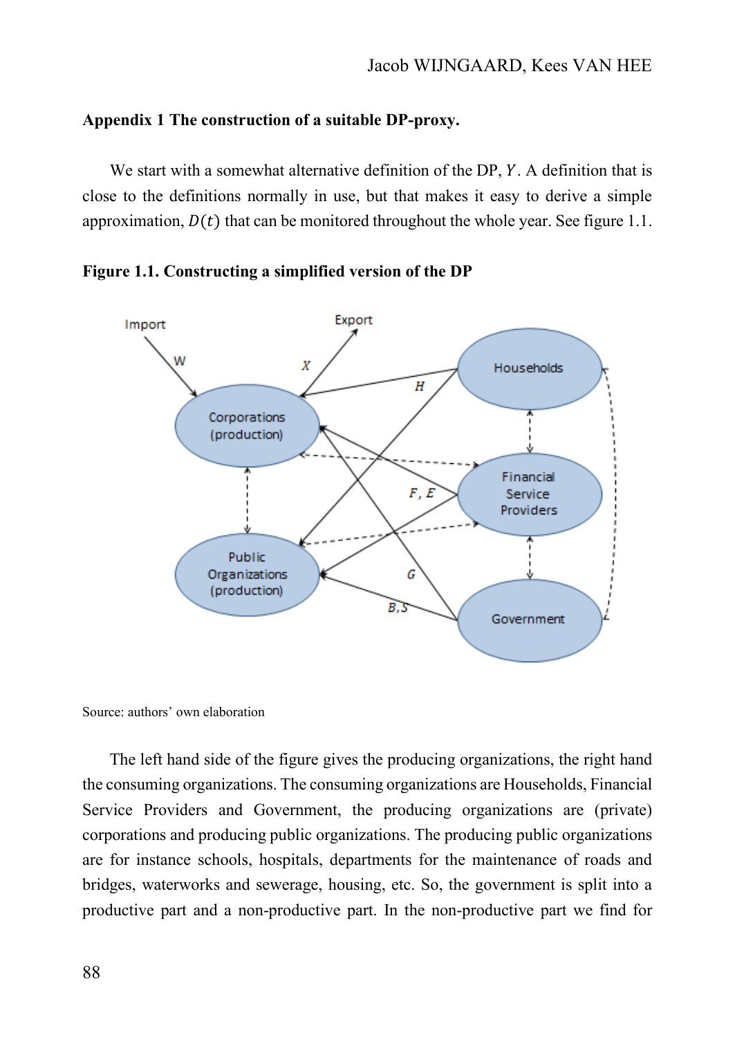**Appendix 1 The construction of a suitable DP-proxy.**

We start with a somewhat alternative definition of the DP, $Y$. A definition that is close to the definitions normally in use, but that makes it easy to derive a simple approximation, $D(t)$ that can be monitored throughout the whole year. See figure 1.1.

**Figure 1.1. Constructing a simplified version of the DP**

Source: authors' own elaboration

The left hand side of the figure gives the producing organizations, the right hand the consuming organizations. The consuming organizations are Households, Financial Service Providers and Government, the producing organizations are (private) corporations and producing public organizations. The producing public organizations are for instance schools, hospitals, departments for the maintenance of roads and bridges, waterworks and sewerage, housing, etc. So, the government is split into a productive part and a non-productive part. In the non-productive part we find for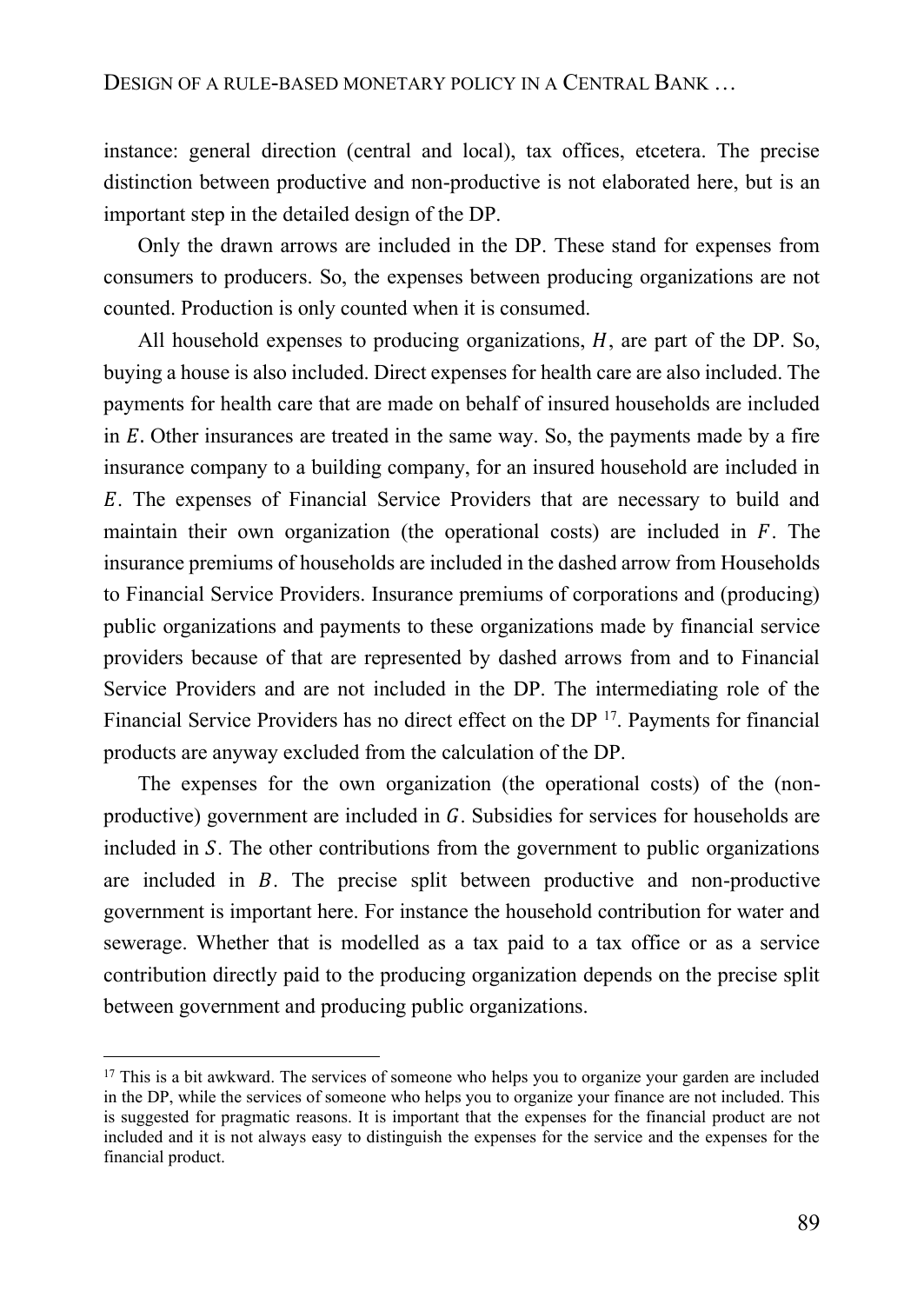instance: general direction (central and local), tax offices, etcetera. The precise distinction between productive and non-productive is not elaborated here, but is an important step in the detailed design of the DP.

Only the drawn arrows are included in the DP. These stand for expenses from consumers to producers. So, the expenses between producing organizations are not counted. Production is only counted when it is consumed.

All household expenses to producing organizations, $H$, are part of the DP. So, buying a house is also included. Direct expenses for health care are also included. The payments for health care that are made on behalf of insured households are included in $E$. Other insurances are treated in the same way. So, the payments made by a fire insurance company to a building company, for an insured household are included in $E$. The expenses of Financial Service Providers that are necessary to build and maintain their own organization (the operational costs) are included in $F$. The insurance premiums of households are included in the dashed arrow from Households to Financial Service Providers. Insurance premiums of corporations and (producing) public organizations and payments to these organizations made by financial service providers because of that are represented by dashed arrows from and to Financial Service Providers and are not included in the DP. The intermediating role of the Financial Service Providers has no direct effect on the DP [17]. Payments for financial products are anyway excluded from the calculation of the DP.

The expenses for the own organization (the operational costs) of the (non-productive) government are included in $G$. Subsidies for services for households are included in $S$. The other contributions from the government to public organizations are included in $B$. The precise split between productive and non-productive government is important here. For instance the household contribution for water and sewerage. Whether that is modelled as a tax paid to a tax office or as a service contribution directly paid to the producing organization depends on the precise split between government and producing public organizations.

---

[17] This is a bit awkward. The services of someone who helps you to organize your garden are included in the DP, while the services of someone who helps you to organize your finance are not included. This is suggested for pragmatic reasons. It is important that the expenses for the financial product are not included and it is not always easy to distinguish the expenses for the service and the expenses for the financial product.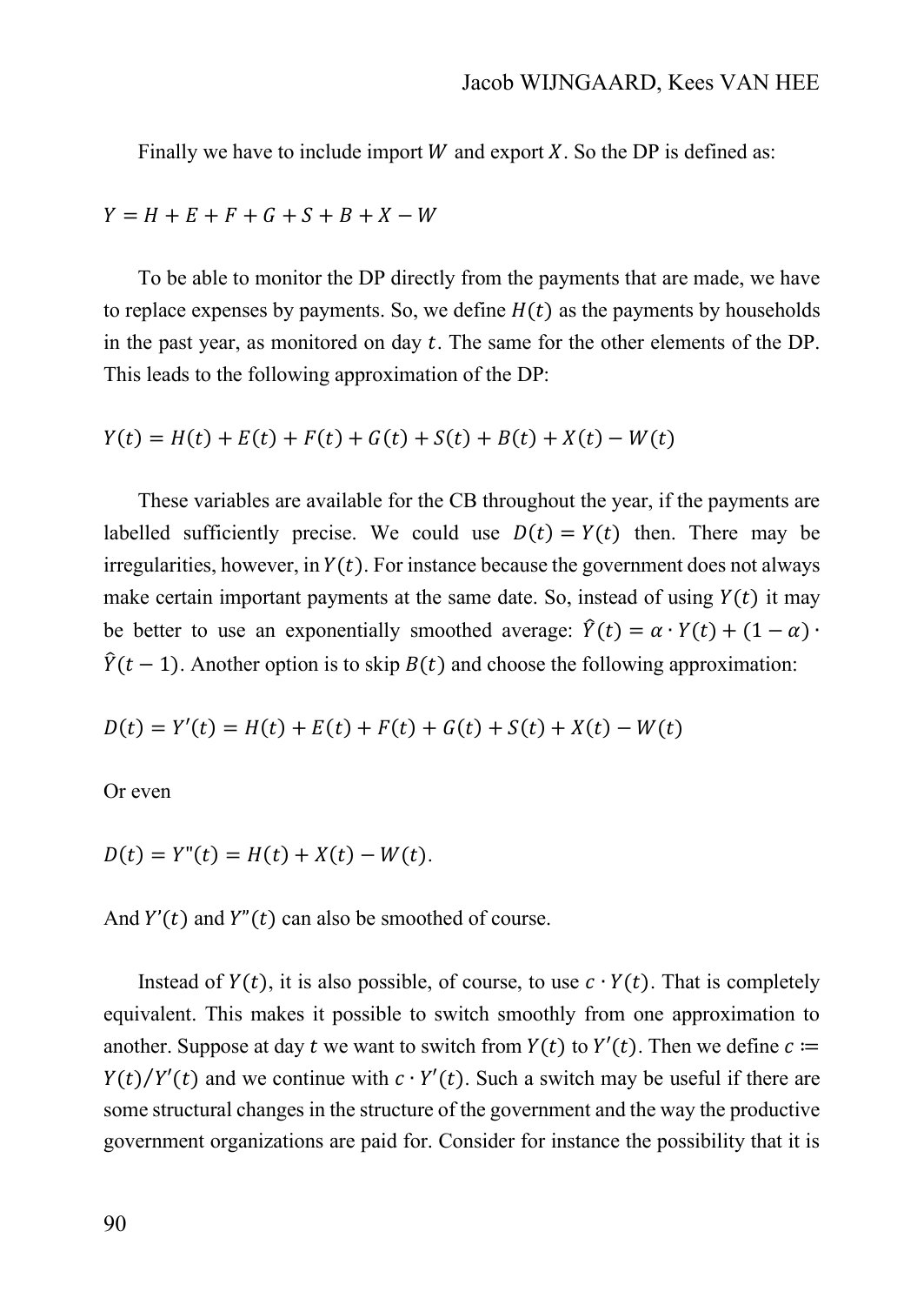Finally we have to include import $W$ and export $X$. So the DP is defined as:

$$Y = H + E + F + G + S + B + X - W$$

To be able to monitor the DP directly from the payments that are made, we have to replace expenses by payments. So, we define $H(t)$ as the payments by households in the past year, as monitored on day $t$. The same for the other elements of the DP. This leads to the following approximation of the DP:

$$Y(t) = H(t) + E(t) + F(t) + G(t) + S(t) + B(t) + X(t) - W(t)$$

These variables are available for the CB throughout the year, if the payments are labelled sufficiently precise. We could use $D(t) = Y(t)$ then. There may be irregularities, however, in $Y(t)$. For instance because the government does not always make certain important payments at the same date. So, instead of using $Y(t)$ it may be better to use an exponentially smoothed average: $\hat{Y}(t) = \alpha \cdot Y(t) + (1 - \alpha) \cdot \hat{Y}(t-1)$. Another option is to skip $B(t)$ and choose the following approximation:

$$D(t) = Y'(t) = H(t) + E(t) + F(t) + G(t) + S(t) + X(t) - W(t)$$

Or even

$$D(t) = Y''(t) = H(t) + X(t) - W(t).$$

And $Y'(t)$ and $Y''(t)$ can also be smoothed of course.

Instead of $Y(t)$, it is also possible, of course, to use $c \cdot Y(t)$. That is completely equivalent. This makes it possible to switch smoothly from one approximation to another. Suppose at day $t$ we want to switch from $Y(t)$ to $Y'(t)$. Then we define $c := Y(t)/Y'(t)$ and we continue with $c \cdot Y'(t)$. Such a switch may be useful if there are some structural changes in the structure of the government and the way the productive government organizations are paid for. Consider for instance the possibility that it is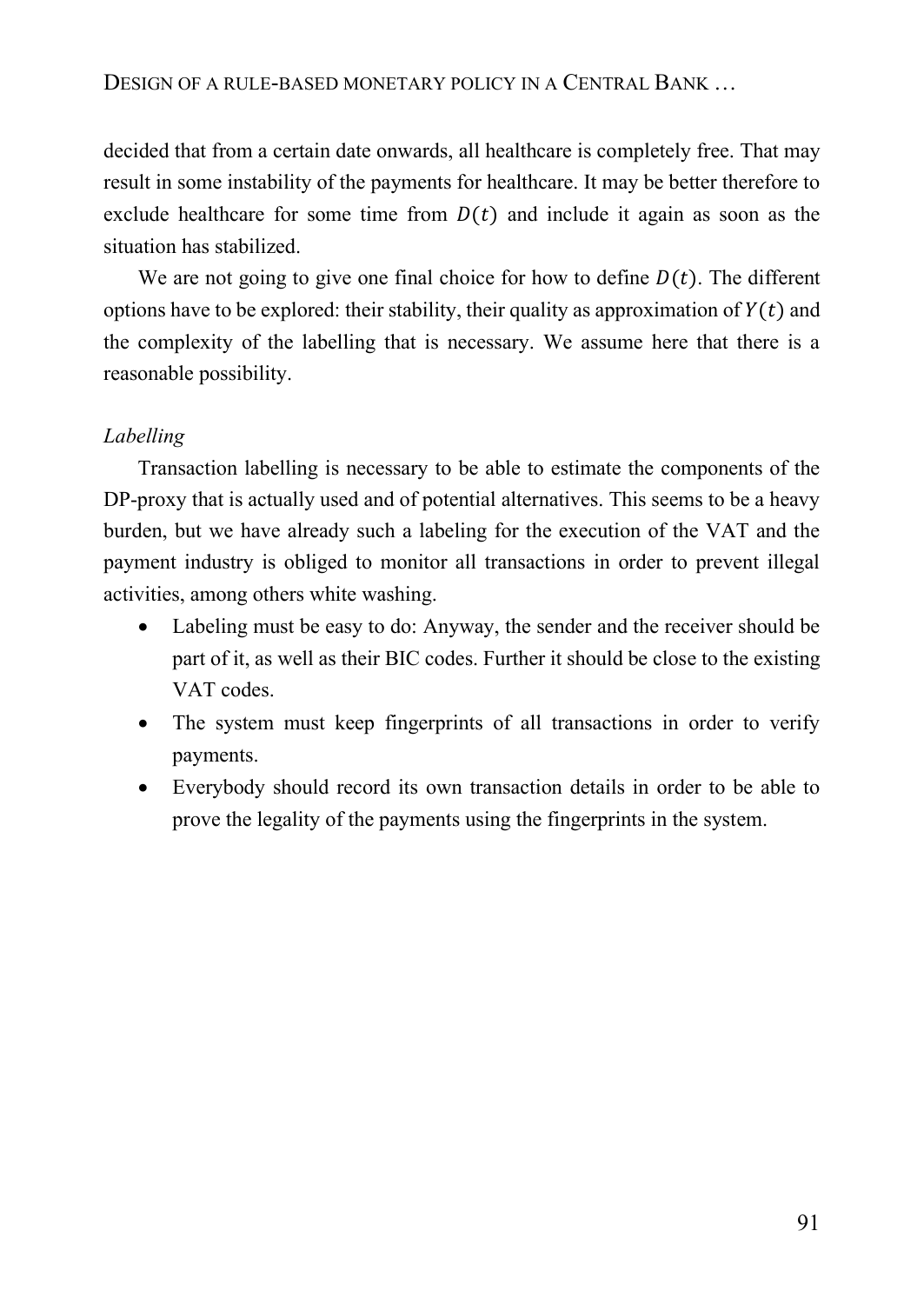decided that from a certain date onwards, all healthcare is completely free. That may result in some instability of the payments for healthcare. It may be better therefore to exclude healthcare for some time from $D(t)$ and include it again as soon as the situation has stabilized.

We are not going to give one final choice for how to define $D(t)$. The different options have to be explored: their stability, their quality as approximation of $Y(t)$ and the complexity of the labelling that is necessary. We assume here that there is a reasonable possibility.

*Labelling*

Transaction labelling is necessary to be able to estimate the components of the DP-proxy that is actually used and of potential alternatives. This seems to be a heavy burden, but we have already such a labeling for the execution of the VAT and the payment industry is obliged to monitor all transactions in order to prevent illegal activities, among others white washing.

- Labeling must be easy to do: Anyway, the sender and the receiver should be part of it, as well as their BIC codes. Further it should be close to the existing VAT codes.
- The system must keep fingerprints of all transactions in order to verify payments.
- Everybody should record its own transaction details in order to be able to prove the legality of the payments using the fingerprints in the system.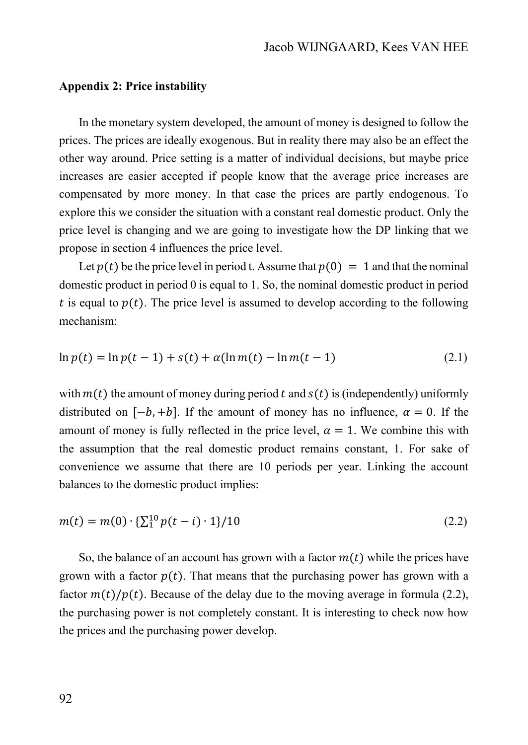**Appendix 2: Price instability**

In the monetary system developed, the amount of money is designed to follow the prices. The prices are ideally exogenous. But in reality there may also be an effect the other way around. Price setting is a matter of individual decisions, but maybe price increases are easier accepted if people know that the average price increases are compensated by more money. In that case the prices are partly endogenous. To explore this we consider the situation with a constant real domestic product. Only the price level is changing and we are going to investigate how the DP linking that we propose in section 4 influences the price level.

Let $p(t)$ be the price level in period t. Assume that $p(0) = 1$ and that the nominal domestic product in period 0 is equal to 1. So, the nominal domestic product in period $t$ is equal to $p(t)$. The price level is assumed to develop according to the following mechanism:

$$\ln p(t) = \ln p(t-1) + s(t) + \alpha(\ln m(t) - \ln m(t-1) \tag{2.1}$$

with $m(t)$ the amount of money during period $t$ and $s(t)$ is (independently) uniformly distributed on $[-b, +b]$. If the amount of money has no influence, $\alpha = 0$. If the amount of money is fully reflected in the price level, $\alpha = 1$. We combine this with the assumption that the real domestic product remains constant, 1. For sake of convenience we assume that there are 10 periods per year. Linking the account balances to the domestic product implies:

$$m(t) = m(0) \cdot \{\textstyle\sum_{1}^{10} p(t-i) \cdot 1\}/10 \tag{2.2}$$

So, the balance of an account has grown with a factor $m(t)$ while the prices have grown with a factor $p(t)$. That means that the purchasing power has grown with a factor $m(t)/p(t)$. Because of the delay due to the moving average in formula (2.2), the purchasing power is not completely constant. It is interesting to check now how the prices and the purchasing power develop.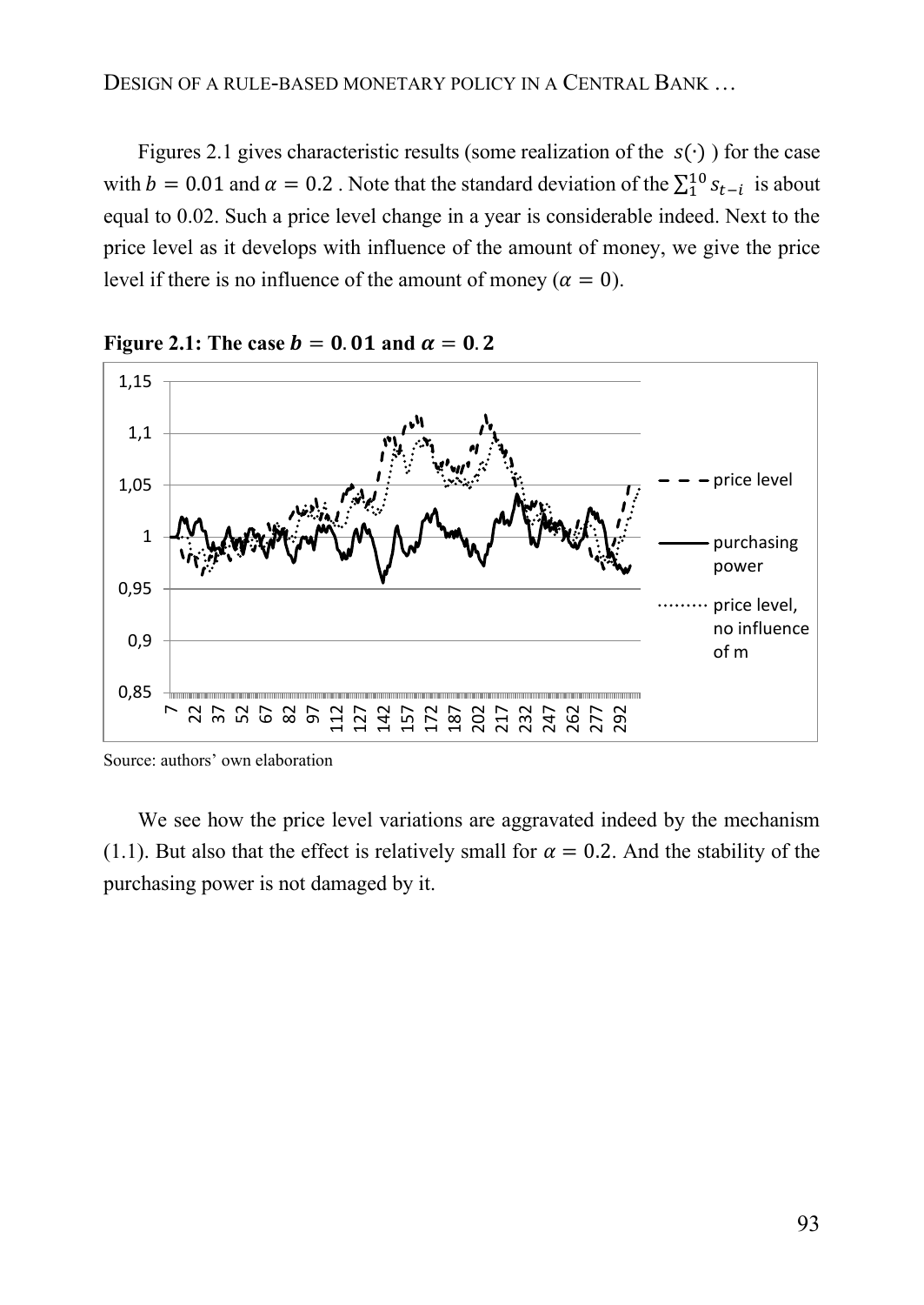Figures 2.1 gives characteristic results (some realization of the $s(\cdot)$ ) for the case with $b = 0.01$ and $\alpha = 0.2$ . Note that the standard deviation of the $\sum_1^{10} s_{t-i}$ is about equal to 0.02. Such a price level change in a year is considerable indeed. Next to the price level as it develops with influence of the amount of money, we give the price level if there is no influence of the amount of money ($\alpha = 0$).

**Figure 2.1: The case $b = 0.01$ and $\alpha = 0.2$**

Source: authors' own elaboration

We see how the price level variations are aggravated indeed by the mechanism (1.1). But also that the effect is relatively small for $\alpha = 0.2$. And the stability of the purchasing power is not damaged by it.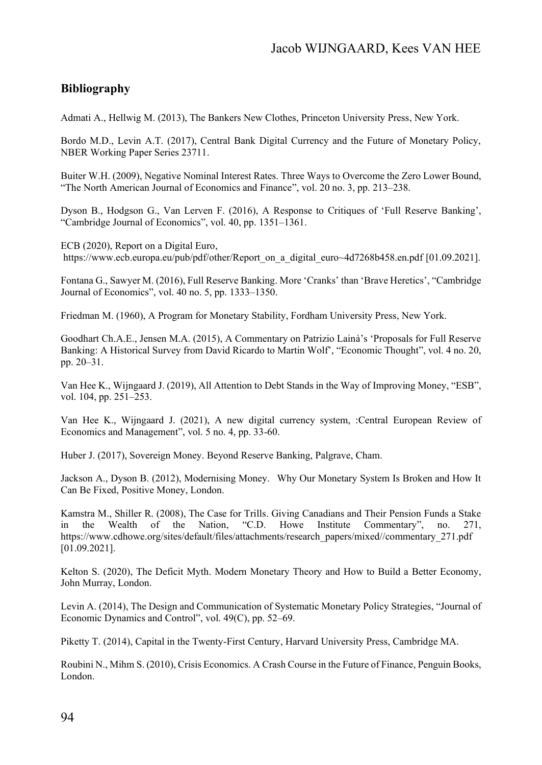## Bibliography

Admati A., Hellwig M. (2013), The Bankers New Clothes, Princeton University Press, New York.

Bordo M.D., Levin A.T. (2017), Central Bank Digital Currency and the Future of Monetary Policy, NBER Working Paper Series 23711.

Buiter W.H. (2009), Negative Nominal Interest Rates. Three Ways to Overcome the Zero Lower Bound, "The North American Journal of Economics and Finance", vol. 20 no. 3, pp. 213–238.

Dyson B., Hodgson G., Van Lerven F. (2016), A Response to Critiques of 'Full Reserve Banking', "Cambridge Journal of Economics", vol. 40, pp. 1351–1361.

ECB (2020), Report on a Digital Euro, https://www.ecb.europa.eu/pub/pdf/other/Report_on_a_digital_euro~4d7268b458.en.pdf [01.09.2021].

Fontana G., Sawyer M. (2016), Full Reserve Banking. More 'Cranks' than 'Brave Heretics', "Cambridge Journal of Economics", vol. 40 no. 5, pp. 1333–1350.

Friedman M. (1960), A Program for Monetary Stability, Fordham University Press, New York.

Goodhart Ch.A.E., Jensen M.A. (2015), A Commentary on Patrizio Lainà's 'Proposals for Full Reserve Banking: A Historical Survey from David Ricardo to Martin Wolf', "Economic Thought", vol. 4 no. 20, pp. 20–31.

Van Hee K., Wijngaard J. (2019), All Attention to Debt Stands in the Way of Improving Money, "ESB", vol. 104, pp. 251–253.

Van Hee K., Wijngaard J. (2021), A new digital currency system, :Central European Review of Economics and Management", vol. 5 no. 4, pp. 33-60.

Huber J. (2017), Sovereign Money. Beyond Reserve Banking, Palgrave, Cham.

Jackson A., Dyson B. (2012), Modernising Money. Why Our Monetary System Is Broken and How It Can Be Fixed, Positive Money, London.

Kamstra M., Shiller R. (2008), The Case for Trills. Giving Canadians and Their Pension Funds a Stake in the Wealth of the Nation, "C.D. Howe Institute Commentary", no. 271, https://www.cdhowe.org/sites/default/files/attachments/research_papers/mixed//commentary_271.pdf [01.09.2021].

Kelton S. (2020), The Deficit Myth. Modern Monetary Theory and How to Build a Better Economy, John Murray, London.

Levin A. (2014), The Design and Communication of Systematic Monetary Policy Strategies, "Journal of Economic Dynamics and Control", vol. 49(C), pp. 52–69.

Piketty T. (2014), Capital in the Twenty-First Century, Harvard University Press, Cambridge MA.

Roubini N., Mihm S. (2010), Crisis Economics. A Crash Course in the Future of Finance, Penguin Books, London.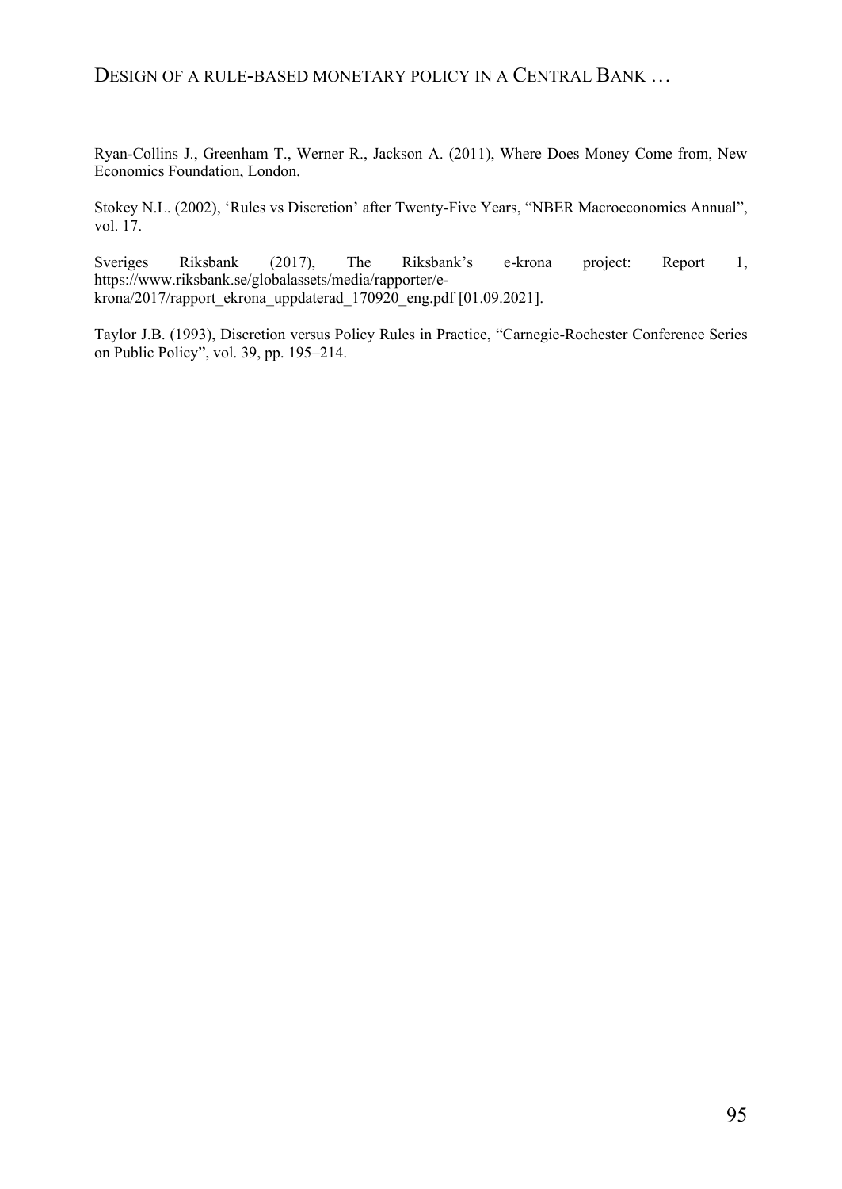Ryan-Collins J., Greenham T., Werner R., Jackson A. (2011), Where Does Money Come from, New Economics Foundation, London.

Stokey N.L. (2002), 'Rules vs Discretion' after Twenty-Five Years, "NBER Macroeconomics Annual", vol. 17.

Sveriges Riksbank (2017), The Riksbank's e-krona project: Report 1, https://www.riksbank.se/globalassets/media/rapporter/e-krona/2017/rapport_ekrona_uppdaterad_170920_eng.pdf [01.09.2021].

Taylor J.B. (1993), Discretion versus Policy Rules in Practice, "Carnegie-Rochester Conference Series on Public Policy", vol. 39, pp. 195–214.